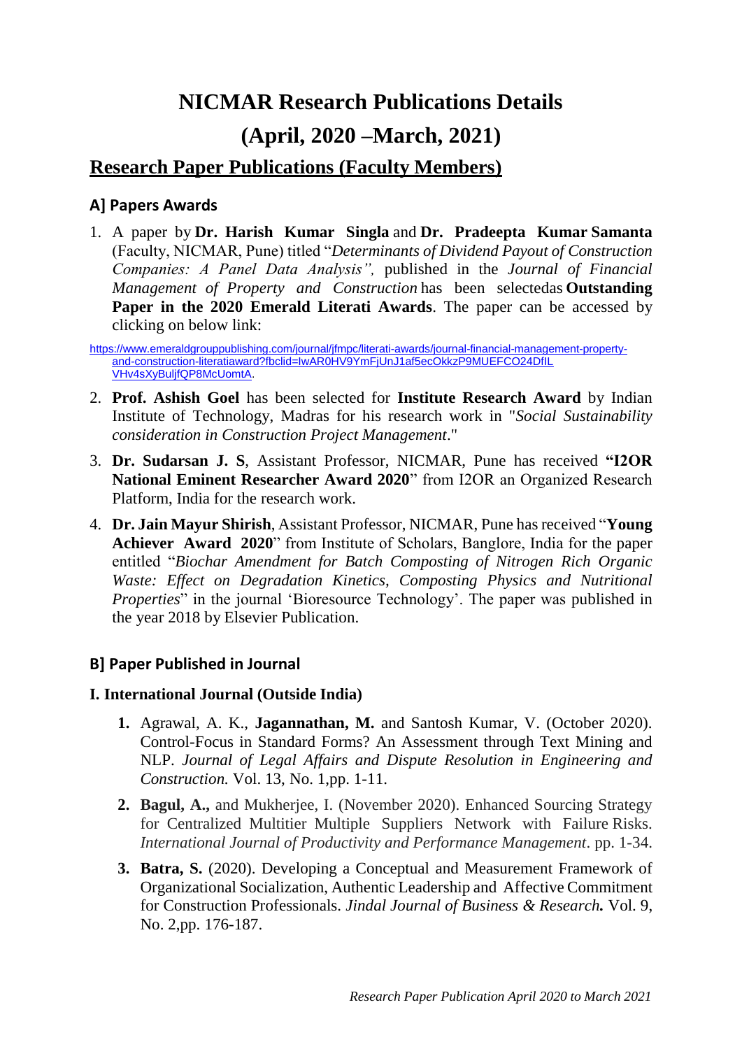# NICMAR Research Publications Details

# (April, 2020 –March, 2021)

## Research Paper Publications (Faculty Members)

### A] Papers Awards

1. A paper by **Dr. Harish Kumar Singla** and **Dr. Pradeepta Kumar Samanta** (Faculty, NICMAR, Pune) titled "*Determinants of Dividend Payout of Construction Companies: A Panel Data Analysis",* published in the *Journal of Financial Management of Property and Construction* has been selectedas **Outstanding Paper in the 2020 Emerald Literati Awards**. The paper can be accessed by clicking on below link:

https://www.emeraldgrouppublishing.com/journal/jfmpc/literati-awards/journal-financial-management-property-and-construction-literatiaward?fbclid=IwAR0HV9YmFjUnJ1af5ecOkkzP9MUEFCO24DfIL VHv4sXyBuljfQP8McUomtA.

2. **Prof. Ashish Goel** has been selected for **Institute Research Award** by Indian Institute of Technology, Madras for his research work in "*Social Sustainability consideration in Construction Project Management*."

3. **Dr. Sudarsan J. S**, Assistant Professor, NICMAR, Pune has received **"I2OR National Eminent Researcher Award 2020**" from I2OR an Organized Research Platform, India for the research work.

4. **Dr. Jain Mayur Shirish**, Assistant Professor, NICMAR, Pune has received "**Young Achiever Award 2020**" from Institute of Scholars, Banglore, India for the paper entitled "*Biochar Amendment for Batch Composting of Nitrogen Rich Organic Waste: Effect on Degradation Kinetics, Composting Physics and Nutritional Properties*" in the journal 'Bioresource Technology'. The paper was published in the year 2018 by Elsevier Publication.

### B] Paper Published in Journal

#### I. International Journal (Outside India)

1. Agrawal, A. K., **Jagannathan, M.** and Santosh Kumar, V. (October 2020). Control-Focus in Standard Forms? An Assessment through Text Mining and NLP. *Journal of Legal Affairs and Dispute Resolution in Engineering and Construction.* Vol. 13, No. 1,pp. 1-11.

2. **Bagul, A.,** and Mukherjee, I. (November 2020). Enhanced Sourcing Strategy for Centralized Multitier Multiple Suppliers Network with Failure Risks. *International Journal of Productivity and Performance Management*. pp. 1-34.

3. **Batra, S.** (2020). Developing a Conceptual and Measurement Framework of Organizational Socialization, Authentic Leadership and Affective Commitment for Construction Professionals. *Jindal Journal of Business & Research.* Vol. 9, No. 2,pp. 176-187.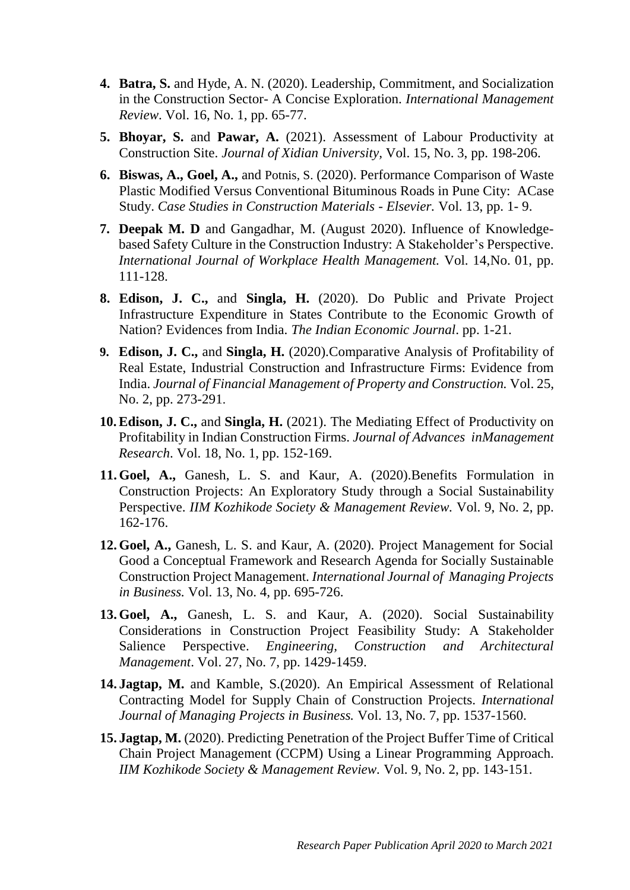4. **Batra, S.** and Hyde, A. N. (2020). Leadership, Commitment, and Socialization in the Construction Sector- A Concise Exploration. *International Management Review*. Vol. 16, No. 1, pp. 65-77.

5. **Bhoyar, S.** and **Pawar, A.** (2021). Assessment of Labour Productivity at Construction Site. *Journal of Xidian University*, Vol. 15, No. 3, pp. 198-206.

6. **Biswas, A., Goel, A.,** and Potnis, S. (2020). Performance Comparison of Waste Plastic Modified Versus Conventional Bituminous Roads in Pune City: ACase Study. *Case Studies in Construction Materials - Elsevier.* Vol. 13, pp. 1- 9.

7. **Deepak M. D** and Gangadhar, M. (August 2020). Influence of Knowledge-based Safety Culture in the Construction Industry: A Stakeholder's Perspective. *International Journal of Workplace Health Management.* Vol. 14,No. 01, pp. 111-128.

8. **Edison, J. C.,** and **Singla, H.** (2020). Do Public and Private Project Infrastructure Expenditure in States Contribute to the Economic Growth of Nation? Evidences from India. *The Indian Economic Journal*. pp. 1-21.

9. **Edison, J. C.,** and **Singla, H.** (2020).Comparative Analysis of Profitability of Real Estate, Industrial Construction and Infrastructure Firms: Evidence from India. *Journal of Financial Management of Property and Construction.* Vol. 25, No. 2, pp. 273-291.

10. **Edison, J. C.,** and **Singla, H.** (2021). The Mediating Effect of Productivity on Profitability in Indian Construction Firms. *Journal of Advances inManagement Research.* Vol. 18, No. 1, pp. 152-169.

11. **Goel, A.,** Ganesh, L. S. and Kaur, A. (2020).Benefits Formulation in Construction Projects: An Exploratory Study through a Social Sustainability Perspective. *IIM Kozhikode Society & Management Review.* Vol. 9, No. 2, pp. 162-176.

12. **Goel, A.,** Ganesh, L. S. and Kaur, A. (2020). Project Management for Social Good a Conceptual Framework and Research Agenda for Socially Sustainable Construction Project Management. *International Journal of Managing Projects in Business.* Vol. 13, No. 4, pp. 695-726.

13. **Goel, A.,** Ganesh, L. S. and Kaur, A. (2020). Social Sustainability Considerations in Construction Project Feasibility Study: A Stakeholder Salience Perspective. *Engineering, Construction and Architectural Management*. Vol. 27, No. 7, pp. 1429-1459.

14. **Jagtap, M.** and Kamble, S.(2020). An Empirical Assessment of Relational Contracting Model for Supply Chain of Construction Projects. *International Journal of Managing Projects in Business.* Vol. 13, No. 7, pp. 1537-1560.

15. **Jagtap, M.** (2020). Predicting Penetration of the Project Buffer Time of Critical Chain Project Management (CCPM) Using a Linear Programming Approach. *IIM Kozhikode Society & Management Review.* Vol. 9, No. 2, pp. 143-151.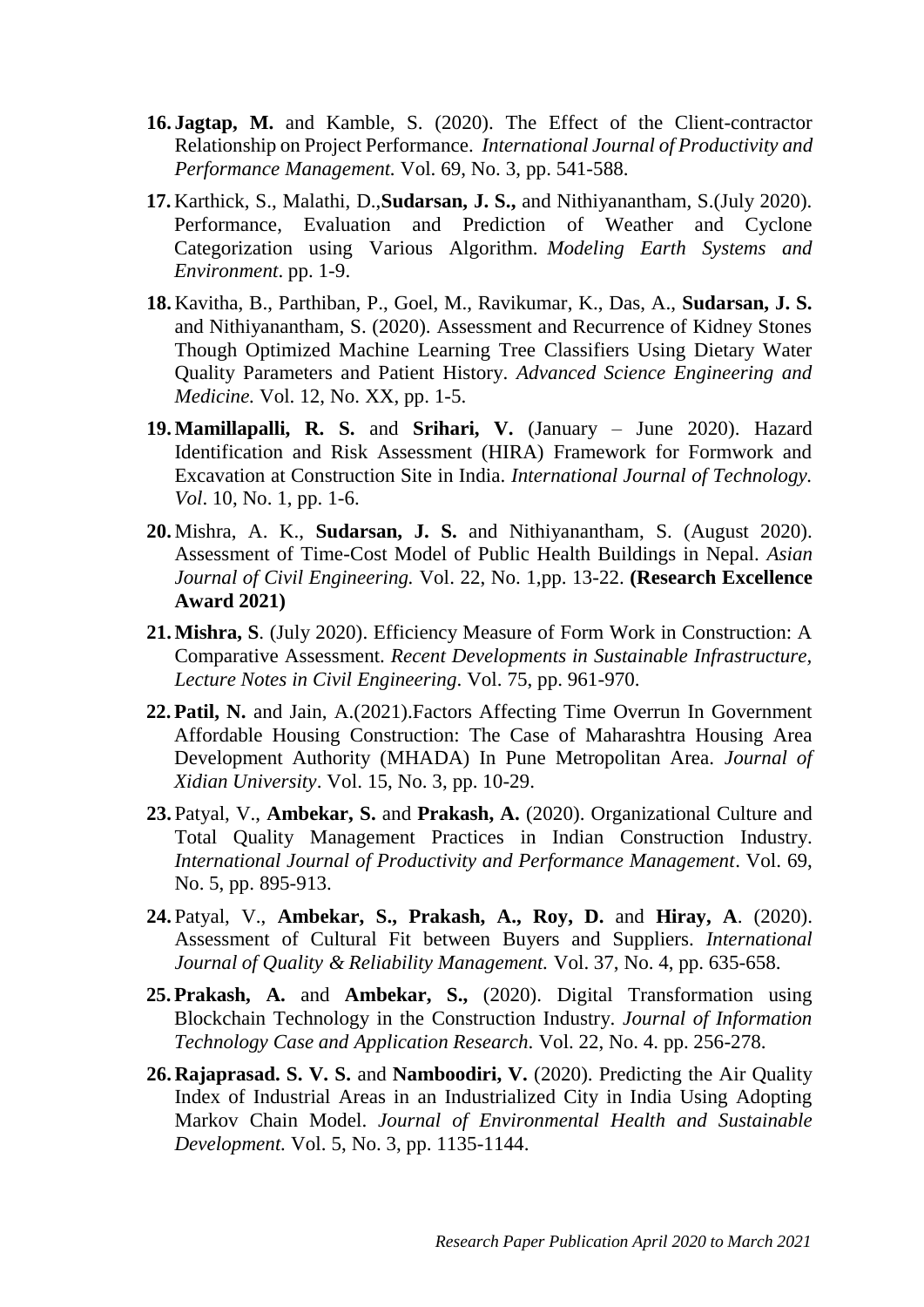16. **Jagtap, M.** and Kamble, S. (2020). The Effect of the Client-contractor Relationship on Project Performance. *International Journal of Productivity and Performance Management.* Vol. 69, No. 3, pp. 541-588.

17. Karthick, S., Malathi, D.,**Sudarsan, J. S.,** and Nithiyanantham, S.(July 2020). Performance, Evaluation and Prediction of Weather and Cyclone Categorization using Various Algorithm. *Modeling Earth Systems and Environment*. pp. 1-9.

18. Kavitha, B., Parthiban, P., Goel, M., Ravikumar, K., Das, A., **Sudarsan, J. S.** and Nithiyanantham, S. (2020). Assessment and Recurrence of Kidney Stones Though Optimized Machine Learning Tree Classifiers Using Dietary Water Quality Parameters and Patient History. *Advanced Science Engineering and Medicine.* Vol. 12, No. XX, pp. 1-5.

19. **Mamillapalli, R. S.** and **Srihari, V.** (January – June 2020). Hazard Identification and Risk Assessment (HIRA) Framework for Formwork and Excavation at Construction Site in India. *International Journal of Technology. Vol*. 10, No. 1, pp. 1-6.

20. Mishra, A. K., **Sudarsan, J. S.** and Nithiyanantham, S. (August 2020). Assessment of Time-Cost Model of Public Health Buildings in Nepal. *Asian Journal of Civil Engineering.* Vol. 22, No. 1,pp. 13-22. **(Research Excellence Award 2021)**

21. **Mishra, S**. (July 2020). Efficiency Measure of Form Work in Construction: A Comparative Assessment. *Recent Developments in Sustainable Infrastructure, Lecture Notes in Civil Engineering*. Vol. 75, pp. 961-970.

22. **Patil, N.** and Jain, A.(2021).Factors Affecting Time Overrun In Government Affordable Housing Construction: The Case of Maharashtra Housing Area Development Authority (MHADA) In Pune Metropolitan Area. *Journal of Xidian University*. Vol. 15, No. 3, pp. 10-29.

23. Patyal, V., **Ambekar, S.** and **Prakash, A.** (2020). Organizational Culture and Total Quality Management Practices in Indian Construction Industry. *International Journal of Productivity and Performance Management*. Vol. 69, No. 5, pp. 895-913.

24. Patyal, V., **Ambekar, S., Prakash, A., Roy, D.** and **Hiray, A**. (2020). Assessment of Cultural Fit between Buyers and Suppliers. *International Journal of Quality & Reliability Management.* Vol. 37, No. 4, pp. 635-658.

25. **Prakash, A.** and **Ambekar, S.,** (2020). Digital Transformation using Blockchain Technology in the Construction Industry. *Journal of Information Technology Case and Application Research*. Vol. 22, No. 4. pp. 256-278.

26. **Rajaprasad. S. V. S.** and **Namboodiri, V.** (2020). Predicting the Air Quality Index of Industrial Areas in an Industrialized City in India Using Adopting Markov Chain Model. *Journal of Environmental Health and Sustainable Development.* Vol. 5, No. 3, pp. 1135-1144.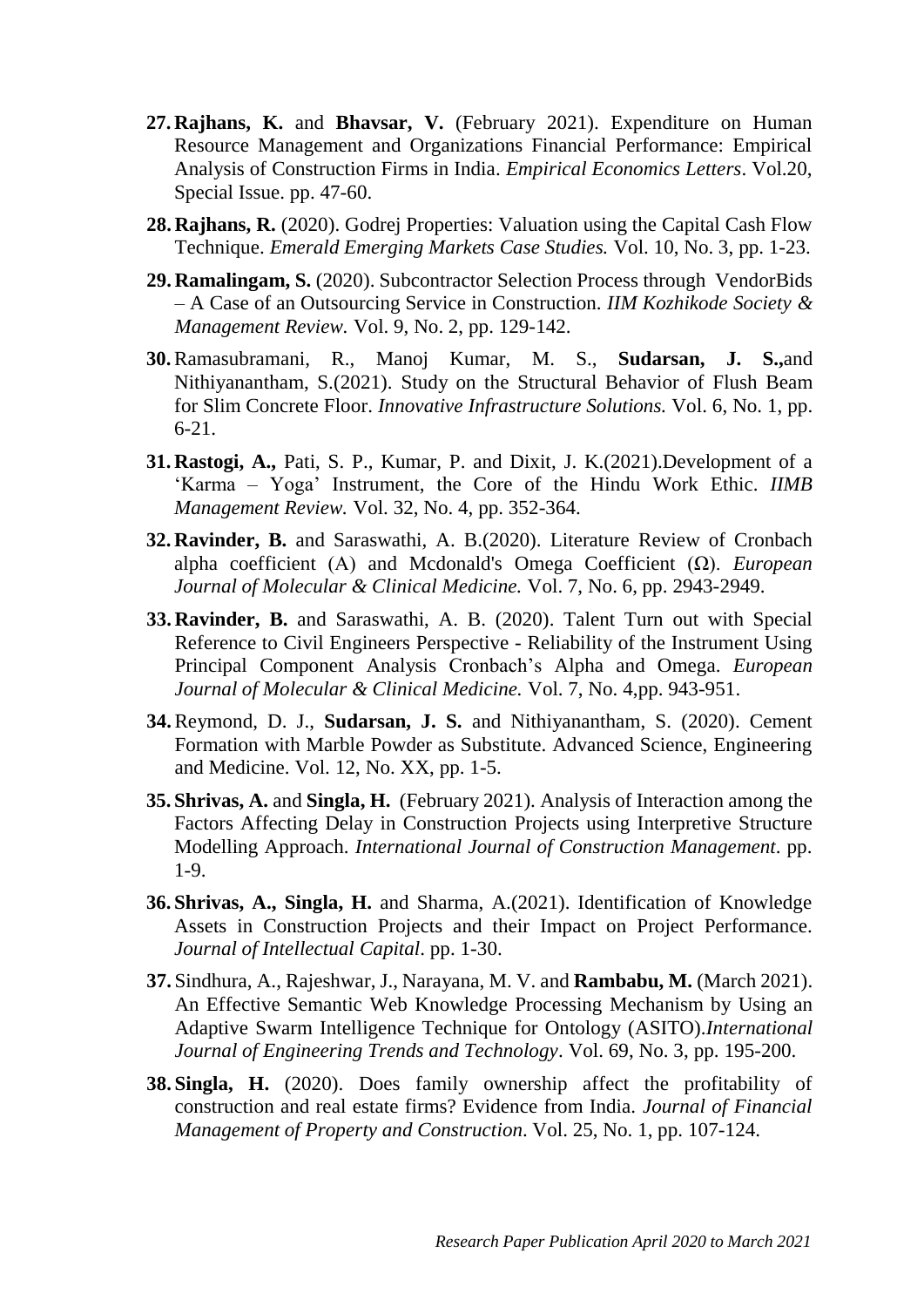27. **Rajhans, K.** and **Bhavsar, V.** (February 2021). Expenditure on Human Resource Management and Organizations Financial Performance: Empirical Analysis of Construction Firms in India. *Empirical Economics Letters*. Vol.20, Special Issue. pp. 47-60.

28. **Rajhans, R.** (2020). Godrej Properties: Valuation using the Capital Cash Flow Technique. *Emerald Emerging Markets Case Studies.* Vol. 10, No. 3, pp. 1-23.

29. **Ramalingam, S.** (2020). Subcontractor Selection Process through VendorBids – A Case of an Outsourcing Service in Construction. *IIM Kozhikode Society & Management Review.* Vol. 9, No. 2, pp. 129-142.

30. Ramasubramani, R., Manoj Kumar, M. S., **Sudarsan, J. S.,**and Nithiyanantham, S.(2021). Study on the Structural Behavior of Flush Beam for Slim Concrete Floor. *Innovative Infrastructure Solutions.* Vol. 6, No. 1, pp. 6-21.

31. **Rastogi, A.,** Pati, S. P., Kumar, P. and Dixit, J. K.(2021).Development of a 'Karma – Yoga' Instrument, the Core of the Hindu Work Ethic. *IIMB Management Review.* Vol. 32, No. 4, pp. 352-364.

32. **Ravinder, B.** and Saraswathi, A. B.(2020). Literature Review of Cronbach alpha coefficient (Α) and Mcdonald's Omega Coefficient (Ω). *European Journal of Molecular & Clinical Medicine.* Vol. 7, No. 6, pp. 2943-2949.

33. **Ravinder, B.** and Saraswathi, A. B. (2020). Talent Turn out with Special Reference to Civil Engineers Perspective - Reliability of the Instrument Using Principal Component Analysis Cronbach's Alpha and Omega. *European Journal of Molecular & Clinical Medicine.* Vol. 7, No. 4,pp. 943-951.

34. Reymond, D. J., **Sudarsan, J. S.** and Nithiyanantham, S. (2020). Cement Formation with Marble Powder as Substitute. Advanced Science, Engineering and Medicine. Vol. 12, No. XX, pp. 1-5.

35. **Shrivas, A.** and **Singla, H.** (February 2021). Analysis of Interaction among the Factors Affecting Delay in Construction Projects using Interpretive Structure Modelling Approach. *International Journal of Construction Management*. pp. 1-9.

36. **Shrivas, A., Singla, H.** and Sharma, A.(2021). Identification of Knowledge Assets in Construction Projects and their Impact on Project Performance. *Journal of Intellectual Capital*. pp. 1-30.

37. Sindhura, A., Rajeshwar, J., Narayana, M. V. and **Rambabu, M.** (March 2021). An Effective Semantic Web Knowledge Processing Mechanism by Using an Adaptive Swarm Intelligence Technique for Ontology (ASITO).*International Journal of Engineering Trends and Technology*. Vol. 69, No. 3, pp. 195-200.

38. **Singla, H.** (2020). Does family ownership affect the profitability of construction and real estate firms? Evidence from India. *Journal of Financial Management of Property and Construction.* Vol. 25, No. 1, pp. 107-124.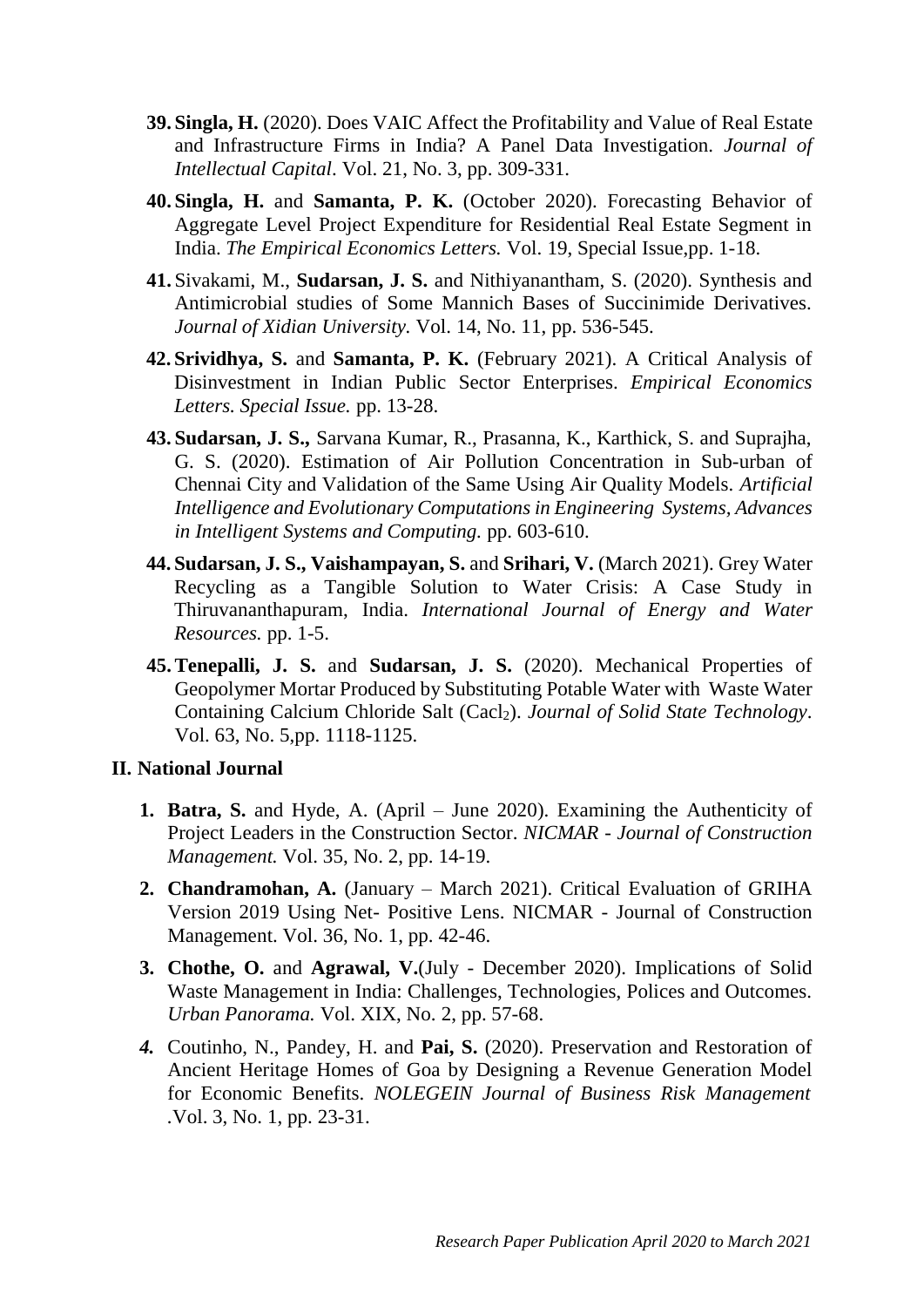39. **Singla, H.** (2020). Does VAIC Affect the Profitability and Value of Real Estate and Infrastructure Firms in India? A Panel Data Investigation. *Journal of Intellectual Capital*. Vol. 21, No. 3, pp. 309-331.

40. **Singla, H.** and **Samanta, P. K.** (October 2020). Forecasting Behavior of Aggregate Level Project Expenditure for Residential Real Estate Segment in India. *The Empirical Economics Letters.* Vol. 19, Special Issue,pp. 1-18.

41. Sivakami, M., **Sudarsan, J. S.** and Nithiyanantham, S. (2020). Synthesis and Antimicrobial studies of Some Mannich Bases of Succinimide Derivatives. *Journal of Xidian University.* Vol. 14, No. 11, pp. 536-545.

42. **Srividhya, S.** and **Samanta, P. K.** (February 2021). A Critical Analysis of Disinvestment in Indian Public Sector Enterprises. *Empirical Economics Letters. Special Issue.* pp. 13-28.

43. **Sudarsan, J. S.,** Sarvana Kumar, R., Prasanna, K., Karthick, S. and Suprajha, G. S. (2020). Estimation of Air Pollution Concentration in Sub-urban of Chennai City and Validation of the Same Using Air Quality Models. *Artificial Intelligence and Evolutionary Computations in Engineering Systems, Advances in Intelligent Systems and Computing.* pp. 603-610.

44. **Sudarsan, J. S., Vaishampayan, S.** and **Srihari, V.** (March 2021). Grey Water Recycling as a Tangible Solution to Water Crisis: A Case Study in Thiruvananthapuram, India. *International Journal of Energy and Water Resources.* pp. 1-5.

45. **Tenepalli, J. S.** and **Sudarsan, J. S.** (2020). Mechanical Properties of Geopolymer Mortar Produced by Substituting Potable Water with Waste Water Containing Calcium Chloride Salt ($Cacl_2$). *Journal of Solid State Technology*. Vol. 63, No. 5,pp. 1118-1125.

## II. National Journal

1. **Batra, S.** and Hyde, A. (April – June 2020). Examining the Authenticity of Project Leaders in the Construction Sector. *NICMAR - Journal of Construction Management.* Vol. 35, No. 2, pp. 14-19.

2. **Chandramohan, A.** (January – March 2021). Critical Evaluation of GRIHA Version 2019 Using Net- Positive Lens. NICMAR - Journal of Construction Management. Vol. 36, No. 1, pp. 42-46.

3. **Chothe, O.** and **Agrawal, V.**(July - December 2020). Implications of Solid Waste Management in India: Challenges, Technologies, Polices and Outcomes. *Urban Panorama.* Vol. XIX, No. 2, pp. 57-68.

4. Coutinho, N., Pandey, H. and **Pai, S.** (2020). Preservation and Restoration of Ancient Heritage Homes of Goa by Designing a Revenue Generation Model for Economic Benefits. *NOLEGEIN Journal of Business Risk Management* .Vol. 3, No. 1, pp. 23-31.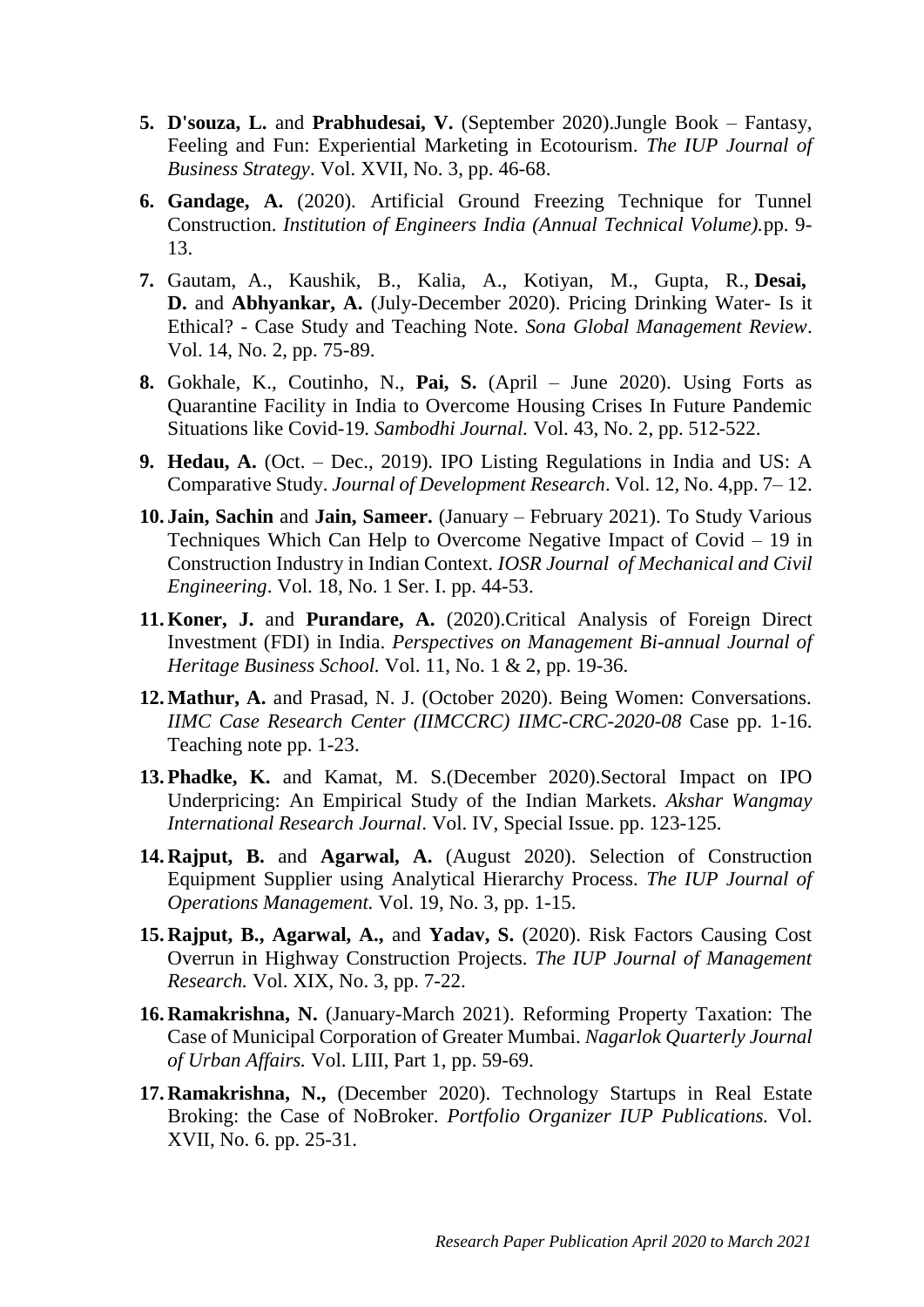5. **D'souza, L.** and **Prabhudesai, V.** (September 2020).Jungle Book – Fantasy, Feeling and Fun: Experiential Marketing in Ecotourism. *The IUP Journal of Business Strategy*. Vol. XVII, No. 3, pp. 46-68.

6. **Gandage, A.** (2020). Artificial Ground Freezing Technique for Tunnel Construction. *Institution of Engineers India (Annual Technical Volume).*pp. 9-13.

7. Gautam, A., Kaushik, B., Kalia, A., Kotiyan, M., Gupta, R., **Desai, D.** and **Abhyankar, A.** (July-December 2020). Pricing Drinking Water- Is it Ethical? - Case Study and Teaching Note. *Sona Global Management Review*. Vol. 14, No. 2, pp. 75-89.

8. Gokhale, K., Coutinho, N., **Pai, S.** (April – June 2020). Using Forts as Quarantine Facility in India to Overcome Housing Crises In Future Pandemic Situations like Covid-19. *Sambodhi Journal.* Vol. 43, No. 2, pp. 512-522.

9. **Hedau, A.** (Oct. – Dec., 2019). IPO Listing Regulations in India and US: A Comparative Study. *Journal of Development Research*. Vol. 12, No. 4,pp. 7– 12.

10. **Jain, Sachin** and **Jain, Sameer.** (January – February 2021). To Study Various Techniques Which Can Help to Overcome Negative Impact of Covid – 19 in Construction Industry in Indian Context. *IOSR Journal of Mechanical and Civil Engineering*. Vol. 18, No. 1 Ser. I. pp. 44-53.

11. **Koner, J.** and **Purandare, A.** (2020).Critical Analysis of Foreign Direct Investment (FDI) in India. *Perspectives on Management Bi-annual Journal of Heritage Business School.* Vol. 11, No. 1 & 2, pp. 19-36.

12. **Mathur, A.** and Prasad, N. J. (October 2020). Being Women: Conversations. *IIMC Case Research Center (IIMCCRC) IIMC-CRC-2020-08* Case pp. 1-16. Teaching note pp. 1-23.

13. **Phadke, K.** and Kamat, M. S.(December 2020).Sectoral Impact on IPO Underpricing: An Empirical Study of the Indian Markets. *Akshar Wangmay International Research Journal*. Vol. IV, Special Issue. pp. 123-125.

14. **Rajput, B.** and **Agarwal, A.** (August 2020). Selection of Construction Equipment Supplier using Analytical Hierarchy Process. *The IUP Journal of Operations Management.* Vol. 19, No. 3, pp. 1-15.

15. **Rajput, B., Agarwal, A.,** and **Yadav, S.** (2020). Risk Factors Causing Cost Overrun in Highway Construction Projects. *The IUP Journal of Management Research.* Vol. XIX, No. 3, pp. 7-22.

16. **Ramakrishna, N.** (January-March 2021). Reforming Property Taxation: The Case of Municipal Corporation of Greater Mumbai. *Nagarlok Quarterly Journal of Urban Affairs.* Vol. LIII, Part 1, pp. 59-69.

17. **Ramakrishna, N.,** (December 2020). Technology Startups in Real Estate Broking: the Case of NoBroker. *Portfolio Organizer IUP Publications.* Vol. XVII, No. 6. pp. 25-31.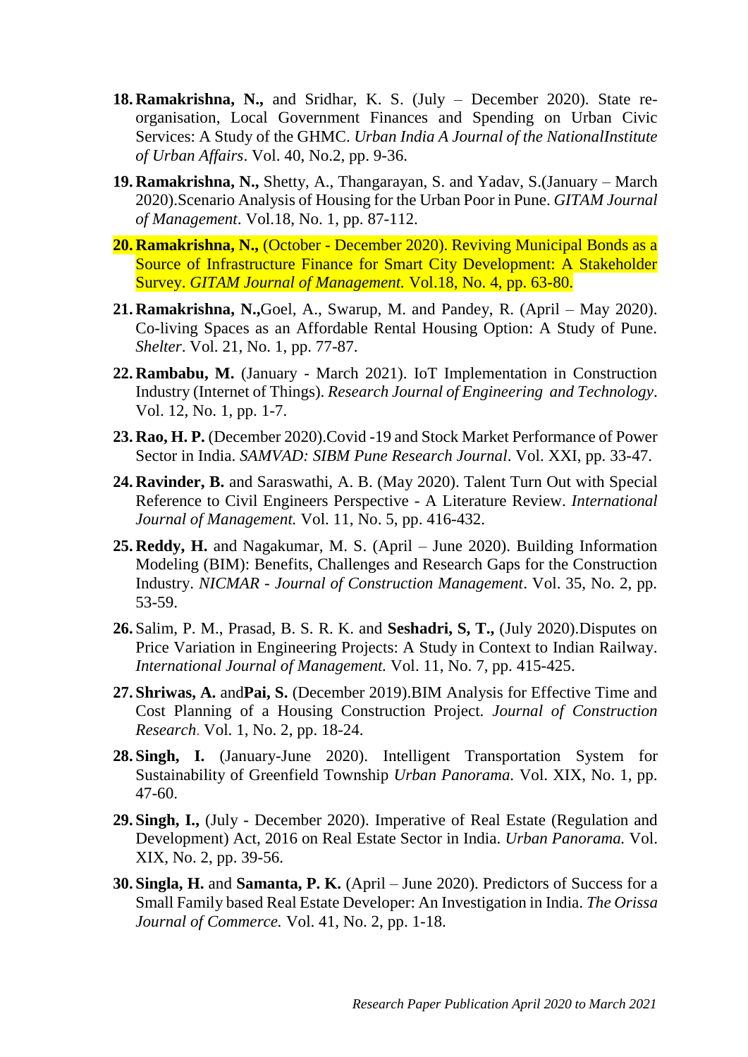18. **Ramakrishna, N.,** and Sridhar, K. S. (July – December 2020). State re-organisation, Local Government Finances and Spending on Urban Civic Services: A Study of the GHMC. *Urban India A Journal of the NationalInstitute of Urban Affairs*. Vol. 40, No.2, pp. 9-36.

19. **Ramakrishna, N.,** Shetty, A., Thangarayan, S. and Yadav, S.(January – March 2020).Scenario Analysis of Housing for the Urban Poor in Pune. *GITAM Journal of Management*. Vol.18, No. 1, pp. 87-112.

20. **Ramakrishna, N.,** (October - December 2020). Reviving Municipal Bonds as a Source of Infrastructure Finance for Smart City Development: A Stakeholder Survey. *GITAM Journal of Management.* Vol.18, No. 4, pp. 63-80.

21. **Ramakrishna, N.,**Goel, A., Swarup, M. and Pandey, R. (April – May 2020). Co-living Spaces as an Affordable Rental Housing Option: A Study of Pune. *Shelter*. Vol. 21, No. 1, pp. 77-87.

22. **Rambabu, M.** (January - March 2021). IoT Implementation in Construction Industry (Internet of Things). *Research Journal of Engineering and Technology*. Vol. 12, No. 1, pp. 1-7.

23. **Rao, H. P.** (December 2020).Covid -19 and Stock Market Performance of Power Sector in India. *SAMVAD: SIBM Pune Research Journal*. Vol. XXI, pp. 33-47.

24. **Ravinder, B.** and Saraswathi, A. B. (May 2020). Talent Turn Out with Special Reference to Civil Engineers Perspective - A Literature Review. *International Journal of Management.* Vol. 11, No. 5, pp. 416-432.

25. **Reddy, H.** and Nagakumar, M. S. (April – June 2020). Building Information Modeling (BIM): Benefits, Challenges and Research Gaps for the Construction Industry. *NICMAR - Journal of Construction Management*. Vol. 35, No. 2, pp. 53-59.

26. Salim, P. M., Prasad, B. S. R. K. and **Seshadri, S, T.,** (July 2020).Disputes on Price Variation in Engineering Projects: A Study in Context to Indian Railway. *International Journal of Management.* Vol. 11, No. 7, pp. 415-425.

27. **Shriwas, A.** and**Pai, S.** (December 2019).BIM Analysis for Effective Time and Cost Planning of a Housing Construction Project. *Journal of Construction Research*. Vol. 1, No. 2, pp. 18-24.

28. **Singh, I.** (January-June 2020). Intelligent Transportation System for Sustainability of Greenfield Township *Urban Panorama.* Vol. XIX, No. 1, pp. 47-60.

29. **Singh, I.,** (July - December 2020). Imperative of Real Estate (Regulation and Development) Act, 2016 on Real Estate Sector in India. *Urban Panorama.* Vol. XIX, No. 2, pp. 39-56.

30. **Singla, H.** and **Samanta, P. K.** (April – June 2020). Predictors of Success for a Small Family based Real Estate Developer: An Investigation in India. *The Orissa Journal of Commerce.* Vol. 41, No. 2, pp. 1-18.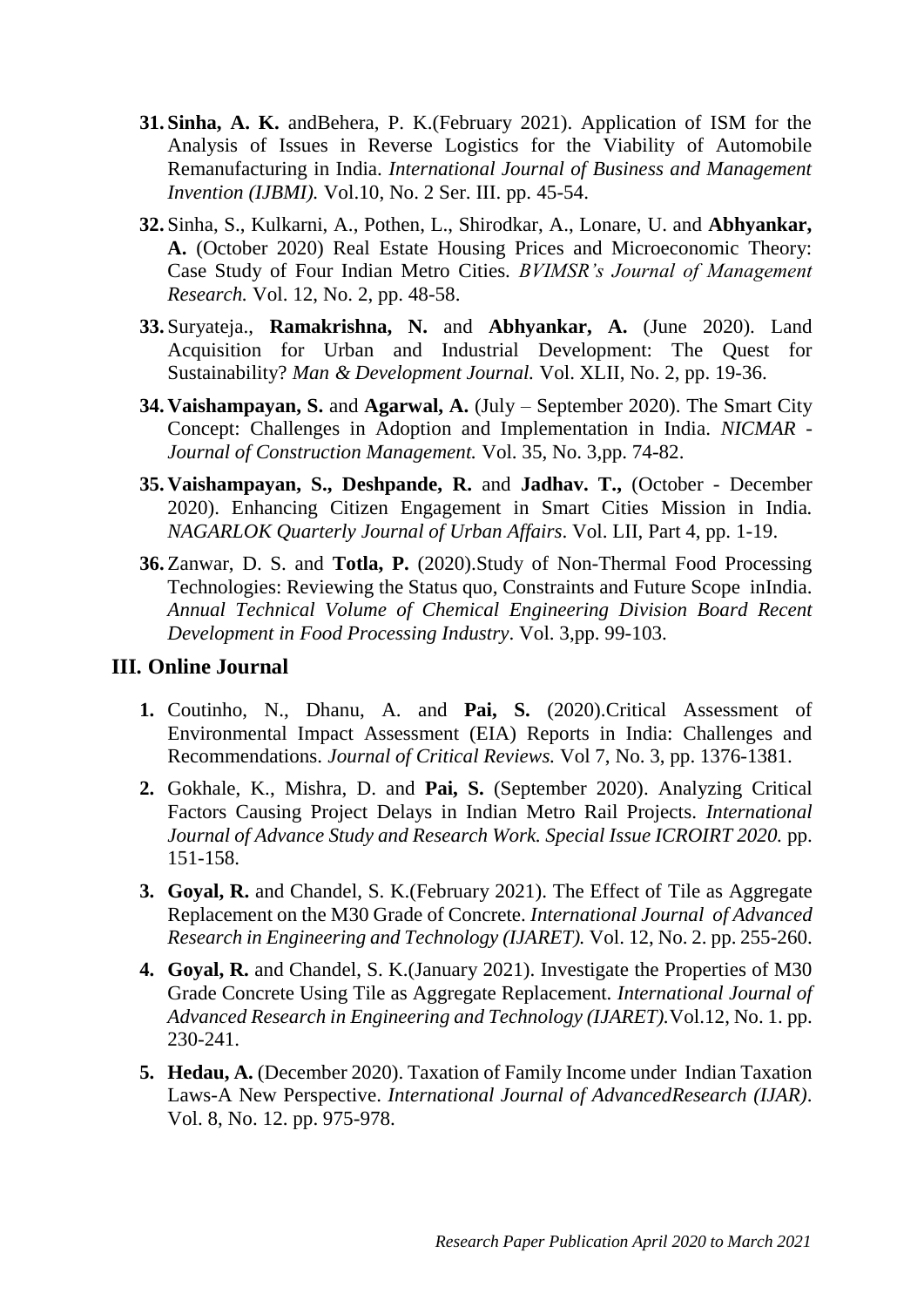31. **Sinha, A. K.** andBehera, P. K.(February 2021). Application of ISM for the Analysis of Issues in Reverse Logistics for the Viability of Automobile Remanufacturing in India. *International Journal of Business and Management Invention (IJBMI).* Vol.10, No. 2 Ser. III. pp. 45-54.

32. Sinha, S., Kulkarni, A., Pothen, L., Shirodkar, A., Lonare, U. and **Abhyankar, A.** (October 2020) Real Estate Housing Prices and Microeconomic Theory: Case Study of Four Indian Metro Cities. *BVIMSR's Journal of Management Research.* Vol. 12, No. 2, pp. 48-58.

33. Suryateja., **Ramakrishna, N.** and **Abhyankar, A.** (June 2020). Land Acquisition for Urban and Industrial Development: The Quest for Sustainability? *Man & Development Journal.* Vol. XLII, No. 2, pp. 19-36.

34. **Vaishampayan, S.** and **Agarwal, A.** (July – September 2020). The Smart City Concept: Challenges in Adoption and Implementation in India. *NICMAR - Journal of Construction Management.* Vol. 35, No. 3,pp. 74-82.

35. **Vaishampayan, S., Deshpande, R.** and **Jadhav. T.,** (October - December 2020). Enhancing Citizen Engagement in Smart Cities Mission in India. *NAGARLOK Quarterly Journal of Urban Affairs.* Vol. LII, Part 4, pp. 1-19.

36. Zanwar, D. S. and **Totla, P.** (2020).Study of Non-Thermal Food Processing Technologies: Reviewing the Status quo, Constraints and Future Scope inIndia. *Annual Technical Volume of Chemical Engineering Division Board Recent Development in Food Processing Industry*. Vol. 3,pp. 99-103.

## III. Online Journal

1. Coutinho, N., Dhanu, A. and **Pai, S.** (2020).Critical Assessment of Environmental Impact Assessment (EIA) Reports in India: Challenges and Recommendations. *Journal of Critical Reviews.* Vol 7, No. 3, pp. 1376-1381.

2. Gokhale, K., Mishra, D. and **Pai, S.** (September 2020). Analyzing Critical Factors Causing Project Delays in Indian Metro Rail Projects. *International Journal of Advance Study and Research Work. Special Issue ICROIRT 2020.* pp. 151-158.

3. **Goyal, R.** and Chandel, S. K.(February 2021). The Effect of Tile as Aggregate Replacement on the M30 Grade of Concrete. *International Journal of Advanced Research in Engineering and Technology (IJARET).* Vol. 12, No. 2. pp. 255-260.

4. **Goyal, R.** and Chandel, S. K.(January 2021). Investigate the Properties of M30 Grade Concrete Using Tile as Aggregate Replacement. *International Journal of Advanced Research in Engineering and Technology (IJARET).*Vol.12, No. 1. pp. 230-241.

5. **Hedau, A.** (December 2020). Taxation of Family Income under Indian Taxation Laws-A New Perspective. *International Journal of AdvancedResearch (IJAR)*. Vol. 8, No. 12. pp. 975-978.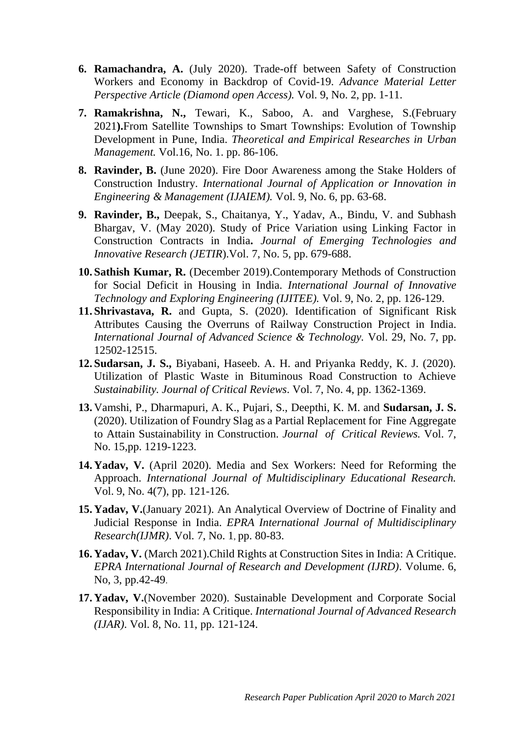6. **Ramachandra, A.** (July 2020). Trade-off between Safety of Construction Workers and Economy in Backdrop of Covid-19. *Advance Material Letter Perspective Article (Diamond open Access).* Vol. 9, No. 2, pp. 1-11.

7. **Ramakrishna, N.,** Tewari, K., Saboo, A. and Varghese, S.(February 2021**).**From Satellite Townships to Smart Townships: Evolution of Township Development in Pune, India. *Theoretical and Empirical Researches in Urban Management.* Vol.16, No. 1. pp. 86-106.

8. **Ravinder, B.** (June 2020). Fire Door Awareness among the Stake Holders of Construction Industry. *International Journal of Application or Innovation in Engineering & Management (IJAIEM).* Vol. 9, No. 6, pp. 63-68.

9. **Ravinder, B.,** Deepak, S., Chaitanya, Y., Yadav, A., Bindu, V. and Subhash Bhargav, V. (May 2020). Study of Price Variation using Linking Factor in Construction Contracts in India**.** *Journal of Emerging Technologies and Innovative Research (JETIR*).Vol. 7, No. 5, pp. 679-688.

10. **Sathish Kumar, R.** (December 2019).Contemporary Methods of Construction for Social Deficit in Housing in India. *International Journal of Innovative Technology and Exploring Engineering (IJITEE).* Vol. 9, No. 2, pp. 126-129.

11. **Shrivastava, R.** and Gupta, S. (2020). Identification of Significant Risk Attributes Causing the Overruns of Railway Construction Project in India. *International Journal of Advanced Science & Technology.* Vol. 29, No. 7, pp. 12502-12515.

12. **Sudarsan, J. S.,** Biyabani, Haseeb. A. H. and Priyanka Reddy, K. J. (2020). Utilization of Plastic Waste in Bituminous Road Construction to Achieve *Sustainability. Journal of Critical Reviews*. Vol. 7, No. 4, pp. 1362-1369.

13. Vamshi, P., Dharmapuri, A. K., Pujari, S., Deepthi, K. M. and **Sudarsan, J. S.** (2020). Utilization of Foundry Slag as a Partial Replacement for Fine Aggregate to Attain Sustainability in Construction. *Journal of Critical Reviews.* Vol. 7, No. 15,pp. 1219-1223.

14. **Yadav, V.** (April 2020). Media and Sex Workers: Need for Reforming the Approach. *International Journal of Multidisciplinary Educational Research.* Vol. 9, No. 4(7), pp. 121-126.

15. **Yadav, V.**(January 2021). An Analytical Overview of Doctrine of Finality and Judicial Response in India. *EPRA International Journal of Multidisciplinary Research(IJMR)*. Vol. 7, No. 1, pp. 80-83.

16. **Yadav, V.** (March 2021).Child Rights at Construction Sites in India: A Critique. *EPRA International Journal of Research and Development (IJRD)*. Volume. 6, No, 3, pp.42-49.

17. **Yadav, V.**(November 2020). Sustainable Development and Corporate Social Responsibility in India: A Critique. *International Journal of Advanced Research (IJAR).* Vol. 8, No. 11, pp. 121-124.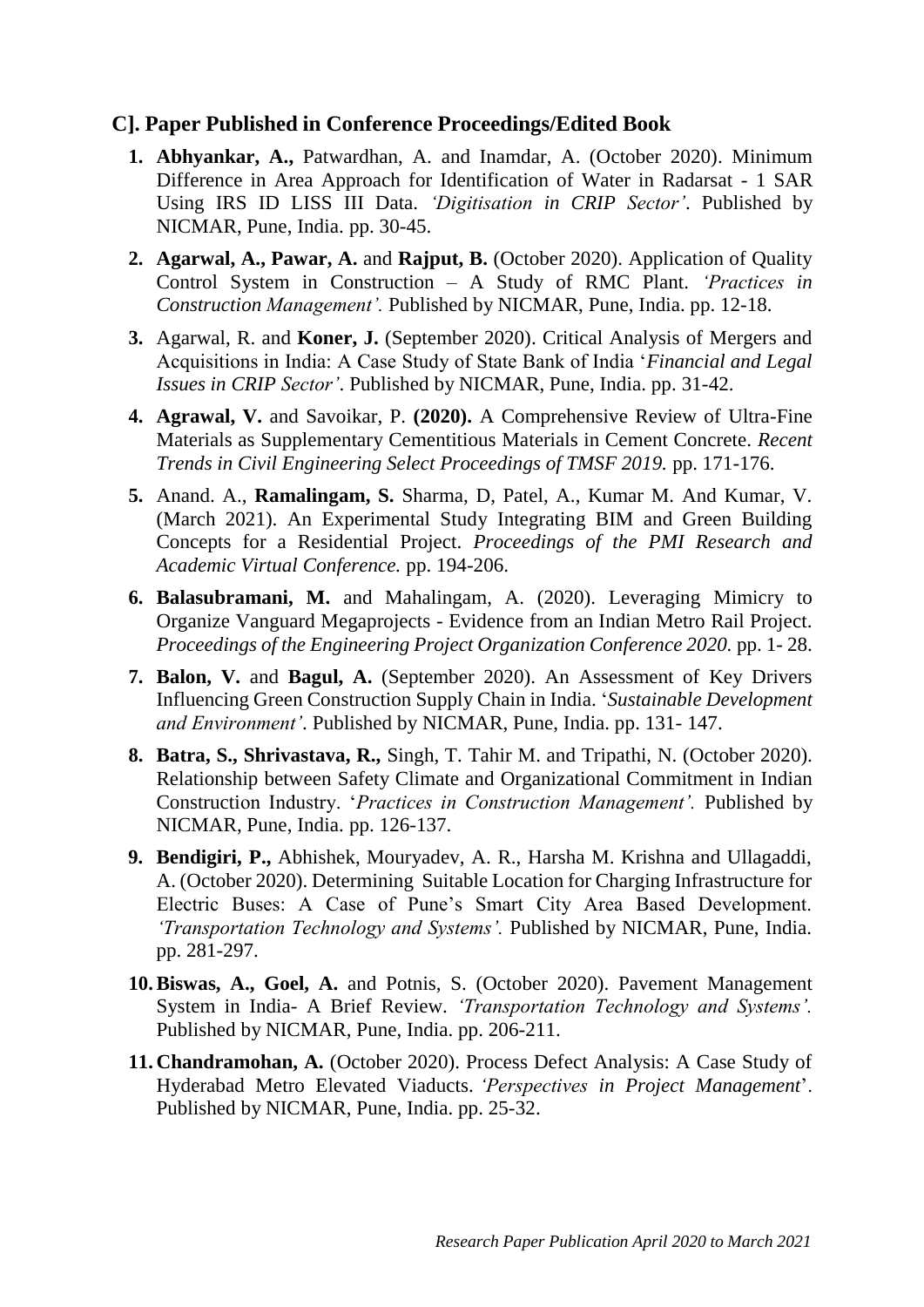## C]. Paper Published in Conference Proceedings/Edited Book

1. **Abhyankar, A.,** Patwardhan, A. and Inamdar, A. (October 2020). Minimum Difference in Area Approach for Identification of Water in Radarsat - 1 SAR Using IRS ID LISS III Data. *'Digitisation in CRIP Sector'*. Published by NICMAR, Pune, India. pp. 30-45.
2. **Agarwal, A., Pawar, A.** and **Rajput, B.** (October 2020). Application of Quality Control System in Construction – A Study of RMC Plant. *'Practices in Construction Management'.* Published by NICMAR, Pune, India. pp. 12-18.
3. Agarwal, R. and **Koner, J.** (September 2020). Critical Analysis of Mergers and Acquisitions in India: A Case Study of State Bank of India '*Financial and Legal Issues in CRIP Sector'*. Published by NICMAR, Pune, India. pp. 31-42.
4. **Agrawal, V.** and Savoikar, P. **(2020).** A Comprehensive Review of Ultra-Fine Materials as Supplementary Cementitious Materials in Cement Concrete. *Recent Trends in Civil Engineering Select Proceedings of TMSF 2019.* pp. 171-176.
5. Anand. A., **Ramalingam, S.** Sharma, D, Patel, A., Kumar M. And Kumar, V. (March 2021). An Experimental Study Integrating BIM and Green Building Concepts for a Residential Project. *Proceedings of the PMI Research and Academic Virtual Conference.* pp. 194-206.
6. **Balasubramani, M.** and Mahalingam, A. (2020). Leveraging Mimicry to Organize Vanguard Megaprojects - Evidence from an Indian Metro Rail Project. *Proceedings of the Engineering Project Organization Conference 2020.* pp. 1- 28.
7. **Balon, V.** and **Bagul, A.** (September 2020). An Assessment of Key Drivers Influencing Green Construction Supply Chain in India. '*Sustainable Development and Environment'*. Published by NICMAR, Pune, India. pp. 131- 147.
8. **Batra, S., Shrivastava, R.,** Singh, T. Tahir M. and Tripathi, N. (October 2020). Relationship between Safety Climate and Organizational Commitment in Indian Construction Industry. '*Practices in Construction Management'.* Published by NICMAR, Pune, India. pp. 126-137.
9. **Bendigiri, P.,** Abhishek, Mouryadev, A. R., Harsha M. Krishna and Ullagaddi, A. (October 2020). Determining Suitable Location for Charging Infrastructure for Electric Buses: A Case of Pune's Smart City Area Based Development. *'Transportation Technology and Systems'.* Published by NICMAR, Pune, India. pp. 281-297.
10. **Biswas, A., Goel, A.** and Potnis, S. (October 2020). Pavement Management System in India- A Brief Review. *'Transportation Technology and Systems'.* Published by NICMAR, Pune, India. pp. 206-211.
11. **Chandramohan, A.** (October 2020). Process Defect Analysis: A Case Study of Hyderabad Metro Elevated Viaducts. *'Perspectives in Project Management*'. Published by NICMAR, Pune, India. pp. 25-32.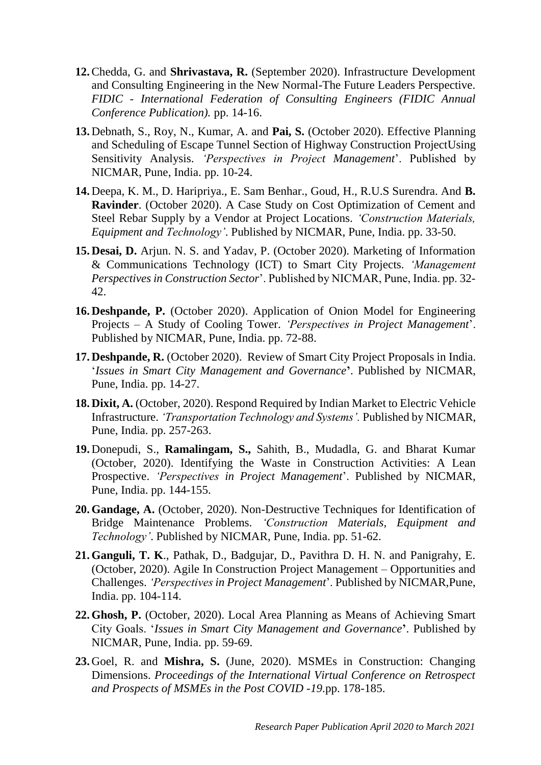12. Chedda, G. and **Shrivastava, R.** (September 2020). Infrastructure Development and Consulting Engineering in the New Normal-The Future Leaders Perspective. *FIDIC - International Federation of Consulting Engineers (FIDIC Annual Conference Publication).* pp. 14-16.

13. Debnath, S., Roy, N., Kumar, A. and **Pai, S.** (October 2020). Effective Planning and Scheduling of Escape Tunnel Section of Highway Construction ProjectUsing Sensitivity Analysis. *'Perspectives in Project Management*'. Published by NICMAR, Pune, India. pp. 10-24.

14. Deepa, K. M., D. Haripriya., E. Sam Benhar., Goud, H., R.U.S Surendra. And **B. Ravinder**. (October 2020). A Case Study on Cost Optimization of Cement and Steel Rebar Supply by a Vendor at Project Locations. *'Construction Materials, Equipment and Technology'*. Published by NICMAR, Pune, India. pp. 33-50.

15. **Desai, D.** Arjun. N. S. and Yadav, P. (October 2020). Marketing of Information & Communications Technology (ICT) to Smart City Projects. *'Management Perspectives in Construction Sector*'. Published by NICMAR, Pune, India. pp. 32-42.

16. **Deshpande, P.** (October 2020). Application of Onion Model for Engineering Projects – A Study of Cooling Tower. *'Perspectives in Project Management*'. Published by NICMAR, Pune, India. pp. 72-88.

17. **Deshpande, R.** (October 2020). Review of Smart City Project Proposals in India. '*Issues in Smart City Management and Governance***'**. Published by NICMAR, Pune, India. pp. 14-27.

18. **Dixit, A.** (October, 2020). Respond Required by Indian Market to Electric Vehicle Infrastructure. *'Transportation Technology and Systems'.* Published by NICMAR, Pune, India. pp. 257-263.

19. Donepudi, S., **Ramalingam, S.,** Sahith, B., Mudadla, G. and Bharat Kumar (October, 2020). Identifying the Waste in Construction Activities: A Lean Prospective. *'Perspectives in Project Management*'. Published by NICMAR, Pune, India. pp. 144-155.

20. **Gandage, A.** (October, 2020). Non-Destructive Techniques for Identification of Bridge Maintenance Problems. *'Construction Materials, Equipment and Technology'*. Published by NICMAR, Pune, India. pp. 51-62.

21. **Ganguli, T. K**., Pathak, D., Badgujar, D., Pavithra D. H. N. and Panigrahy, E. (October, 2020). Agile In Construction Project Management – Opportunities and Challenges. *'Perspectives in Project Management*'. Published by NICMAR,Pune, India. pp. 104-114.

22. **Ghosh, P.** (October, 2020). Local Area Planning as Means of Achieving Smart City Goals. '*Issues in Smart City Management and Governance***'**. Published by NICMAR, Pune, India. pp. 59-69.

23. Goel, R. and **Mishra, S.** (June, 2020). MSMEs in Construction: Changing Dimensions. *Proceedings of the International Virtual Conference on Retrospect and Prospects of MSMEs in the Post COVID -19*.pp. 178-185.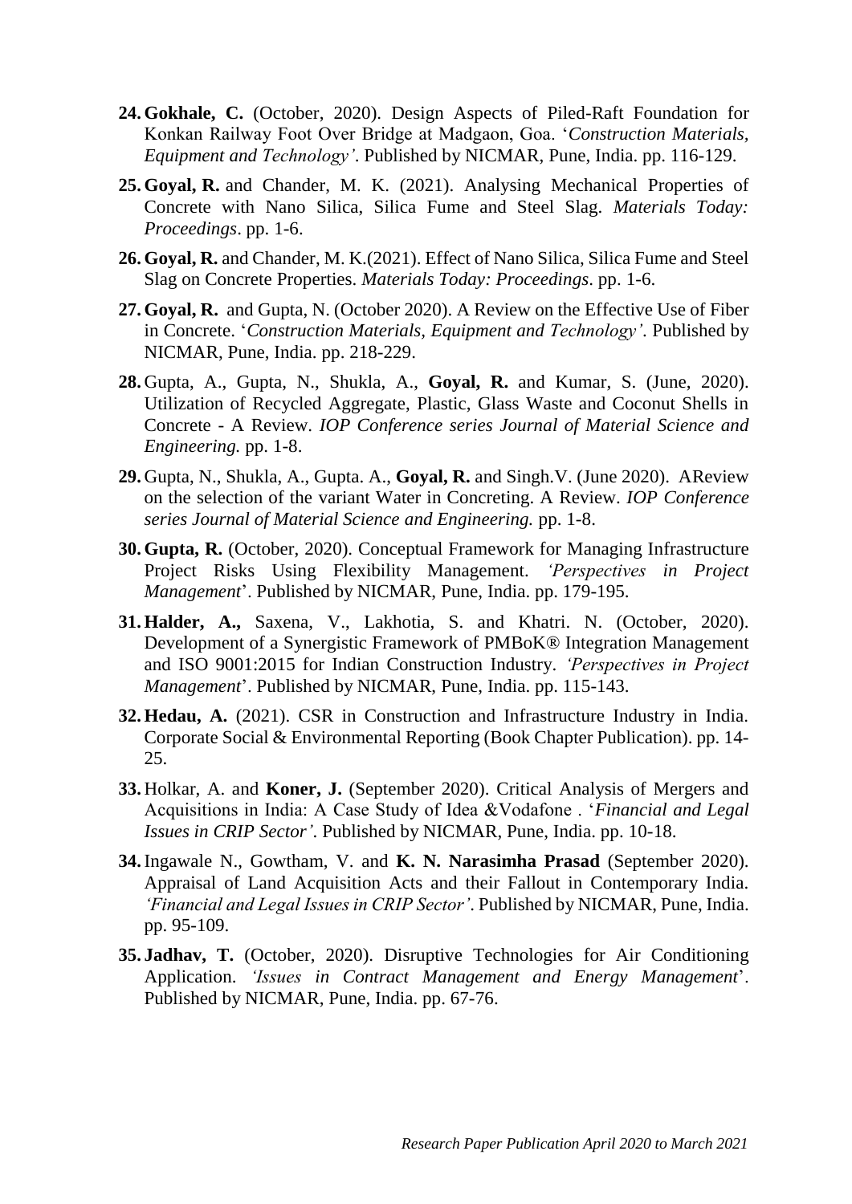24. **Gokhale, C.** (October, 2020). Design Aspects of Piled-Raft Foundation for Konkan Railway Foot Over Bridge at Madgaon, Goa. '*Construction Materials, Equipment and Technology'*. Published by NICMAR, Pune, India. pp. 116-129.

25. **Goyal, R.** and Chander, M. K. (2021). Analysing Mechanical Properties of Concrete with Nano Silica, Silica Fume and Steel Slag. *Materials Today: Proceedings*. pp. 1-6.

26. **Goyal, R.** and Chander, M. K.(2021). Effect of Nano Silica, Silica Fume and Steel Slag on Concrete Properties. *Materials Today: Proceedings*. pp. 1-6.

27. **Goyal, R.** and Gupta, N. (October 2020). A Review on the Effective Use of Fiber in Concrete. '*Construction Materials, Equipment and Technology'*. Published by NICMAR, Pune, India. pp. 218-229.

28. Gupta, A., Gupta, N., Shukla, A., **Goyal, R.** and Kumar, S. (June, 2020). Utilization of Recycled Aggregate, Plastic, Glass Waste and Coconut Shells in Concrete - A Review. *IOP Conference series Journal of Material Science and Engineering.* pp. 1-8.

29. Gupta, N., Shukla, A., Gupta. A., **Goyal, R.** and Singh.V. (June 2020). AReview on the selection of the variant Water in Concreting. A Review. *IOP Conference series Journal of Material Science and Engineering.* pp. 1-8.

30. **Gupta, R.** (October, 2020). Conceptual Framework for Managing Infrastructure Project Risks Using Flexibility Management. *'Perspectives in Project Management*'. Published by NICMAR, Pune, India. pp. 179-195.

31. **Halder, A.,** Saxena, V., Lakhotia, S. and Khatri. N. (October, 2020). Development of a Synergistic Framework of PMBoK® Integration Management and ISO 9001:2015 for Indian Construction Industry. *'Perspectives in Project Management*'. Published by NICMAR, Pune, India. pp. 115-143.

32. **Hedau, A.** (2021). CSR in Construction and Infrastructure Industry in India. Corporate Social & Environmental Reporting (Book Chapter Publication). pp. 14-25.

33. Holkar, A. and **Koner, J.** (September 2020). Critical Analysis of Mergers and Acquisitions in India: A Case Study of Idea &Vodafone . '*Financial and Legal Issues in CRIP Sector'*. Published by NICMAR, Pune, India. pp. 10-18.

34. Ingawale N., Gowtham, V. and **K. N. Narasimha Prasad** (September 2020). Appraisal of Land Acquisition Acts and their Fallout in Contemporary India. *'Financial and Legal Issues in CRIP Sector'*. Published by NICMAR, Pune, India. pp. 95-109.

35. **Jadhav, T.** (October, 2020). Disruptive Technologies for Air Conditioning Application. *'Issues in Contract Management and Energy Management*'. Published by NICMAR, Pune, India. pp. 67-76.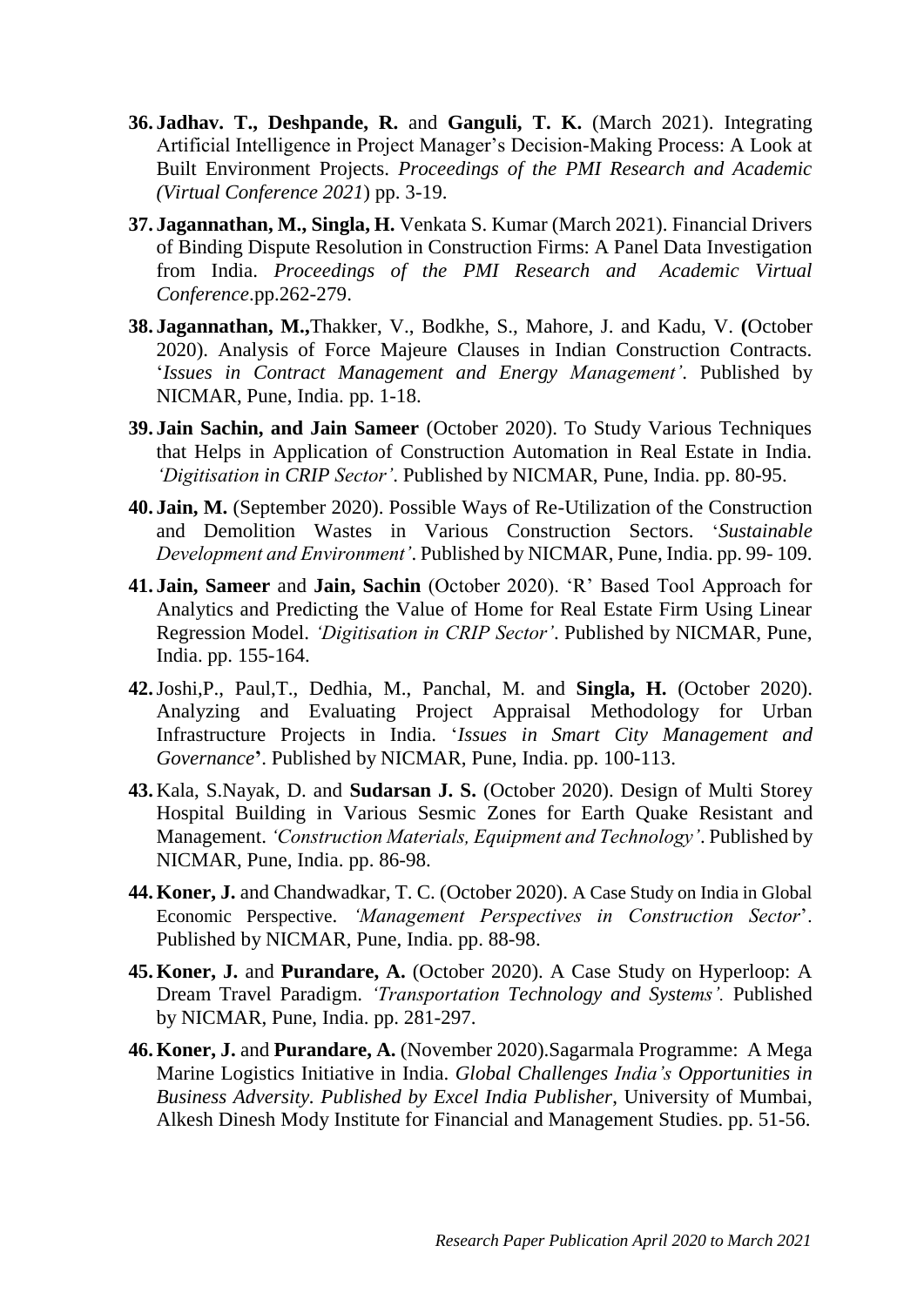36. **Jadhav. T., Deshpande, R.** and **Ganguli, T. K.** (March 2021). Integrating Artificial Intelligence in Project Manager's Decision-Making Process: A Look at Built Environment Projects. *Proceedings of the PMI Research and Academic (Virtual Conference 2021*) pp. 3-19.

37. **Jagannathan, M., Singla, H.** Venkata S. Kumar (March 2021). Financial Drivers of Binding Dispute Resolution in Construction Firms: A Panel Data Investigation from India. *Proceedings of the PMI Research and Academic Virtual Conference*.pp.262-279.

38. **Jagannathan, M.,**Thakker, V., Bodkhe, S., Mahore, J. and Kadu, V. **(**October 2020). Analysis of Force Majeure Clauses in Indian Construction Contracts. '*Issues in Contract Management and Energy Management'*. Published by NICMAR, Pune, India. pp. 1-18.

39. **Jain Sachin, and Jain Sameer** (October 2020). To Study Various Techniques that Helps in Application of Construction Automation in Real Estate in India. *'Digitisation in CRIP Sector'*. Published by NICMAR, Pune, India. pp. 80-95.

40. **Jain, M.** (September 2020). Possible Ways of Re-Utilization of the Construction and Demolition Wastes in Various Construction Sectors. '*Sustainable Development and Environment'*. Published by NICMAR, Pune, India. pp. 99- 109.

41. **Jain, Sameer** and **Jain, Sachin** (October 2020). 'R' Based Tool Approach for Analytics and Predicting the Value of Home for Real Estate Firm Using Linear Regression Model. *'Digitisation in CRIP Sector'*. Published by NICMAR, Pune, India. pp. 155-164.

42. Joshi,P., Paul,T., Dedhia, M., Panchal, M. and **Singla, H.** (October 2020). Analyzing and Evaluating Project Appraisal Methodology for Urban Infrastructure Projects in India. '*Issues in Smart City Management and Governance***'**. Published by NICMAR, Pune, India. pp. 100-113.

43. Kala, S.Nayak, D. and **Sudarsan J. S.** (October 2020). Design of Multi Storey Hospital Building in Various Sesmic Zones for Earth Quake Resistant and Management. *'Construction Materials, Equipment and Technology'*. Published by NICMAR, Pune, India. pp. 86-98.

44. **Koner, J.** and Chandwadkar, T. C. (October 2020). A Case Study on India in Global Economic Perspective. *'Management Perspectives in Construction Sector*'. Published by NICMAR, Pune, India. pp. 88-98.

45. **Koner, J.** and **Purandare, A.** (October 2020). A Case Study on Hyperloop: A Dream Travel Paradigm. *'Transportation Technology and Systems'.* Published by NICMAR, Pune, India. pp. 281-297.

46. **Koner, J.** and **Purandare, A.** (November 2020).Sagarmala Programme: A Mega Marine Logistics Initiative in India. *Global Challenges India's Opportunities in Business Adversity. Published by Excel India Publisher*, University of Mumbai, Alkesh Dinesh Mody Institute for Financial and Management Studies. pp. 51-56.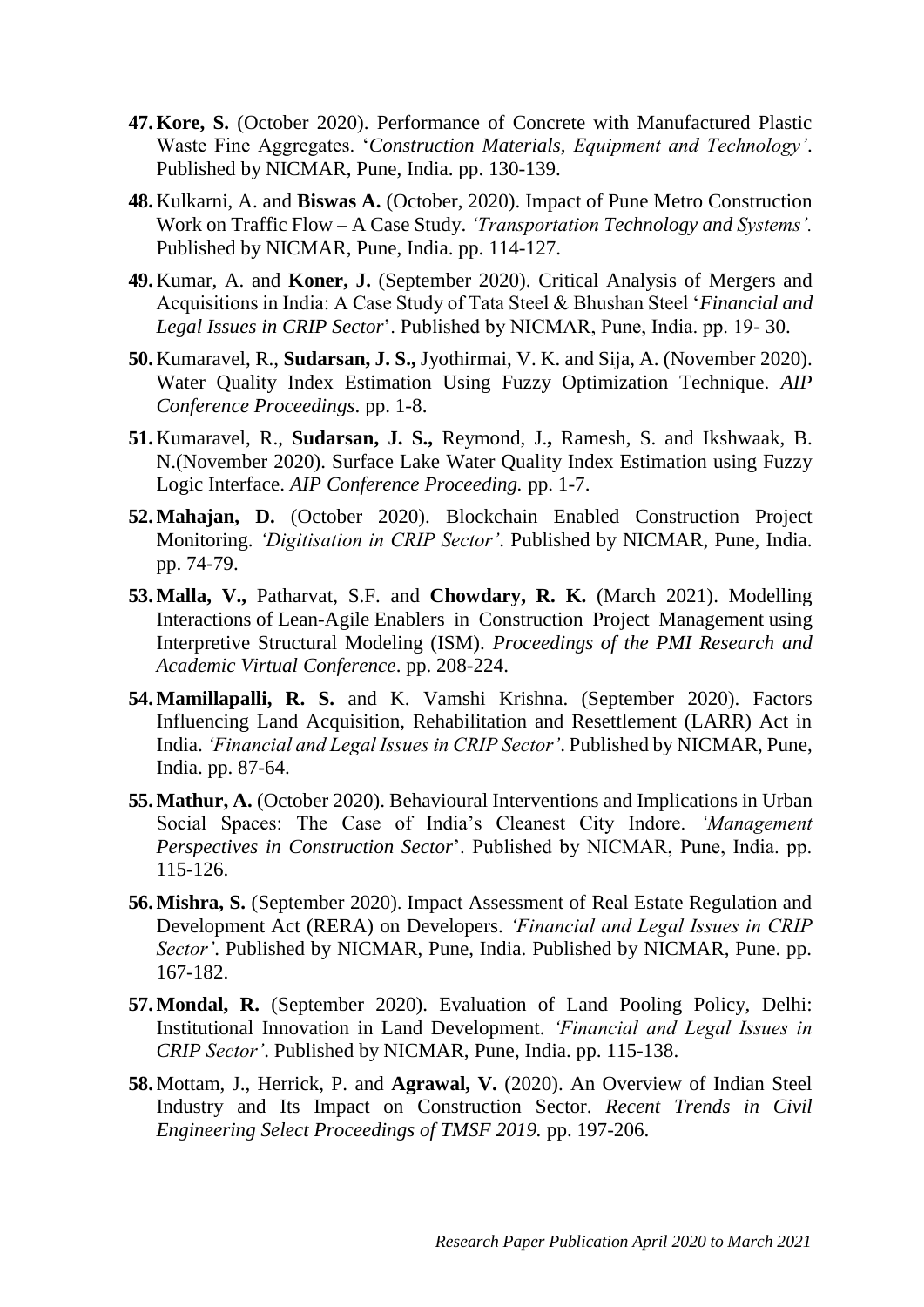47. **Kore, S.** (October 2020). Performance of Concrete with Manufactured Plastic Waste Fine Aggregates. '*Construction Materials, Equipment and Technology'*. Published by NICMAR, Pune, India. pp. 130-139.

48. Kulkarni, A. and **Biswas A.** (October, 2020). Impact of Pune Metro Construction Work on Traffic Flow – A Case Study. *'Transportation Technology and Systems'.* Published by NICMAR, Pune, India. pp. 114-127.

49. Kumar, A. and **Koner, J.** (September 2020). Critical Analysis of Mergers and Acquisitions in India: A Case Study of Tata Steel & Bhushan Steel '*Financial and Legal Issues in CRIP Sector*'. Published by NICMAR, Pune, India. pp. 19- 30.

50. Kumaravel, R., **Sudarsan, J. S.,** Jyothirmai, V. K. and Sija, A. (November 2020). Water Quality Index Estimation Using Fuzzy Optimization Technique. *AIP Conference Proceedings*. pp. 1-8.

51. Kumaravel, R., **Sudarsan, J. S.,** Reymond, J.**,** Ramesh, S. and Ikshwaak, B. N.(November 2020). Surface Lake Water Quality Index Estimation using Fuzzy Logic Interface. *AIP Conference Proceeding.* pp. 1-7.

52. **Mahajan, D.** (October 2020). Blockchain Enabled Construction Project Monitoring. *'Digitisation in CRIP Sector'*. Published by NICMAR, Pune, India. pp. 74-79.

53. **Malla, V.,** Patharvat, S.F. and **Chowdary, R. K.** (March 2021). Modelling Interactions of Lean-Agile Enablers in Construction Project Management using Interpretive Structural Modeling (ISM). *Proceedings of the PMI Research and Academic Virtual Conference*. pp. 208-224.

54. **Mamillapalli, R. S.** and K. Vamshi Krishna. (September 2020). Factors Influencing Land Acquisition, Rehabilitation and Resettlement (LARR) Act in India. *'Financial and Legal Issues in CRIP Sector'*. Published by NICMAR, Pune, India. pp. 87-64.

55. **Mathur, A.** (October 2020). Behavioural Interventions and Implications in Urban Social Spaces: The Case of India's Cleanest City Indore. *'Management Perspectives in Construction Sector*'. Published by NICMAR, Pune, India. pp. 115-126.

56. **Mishra, S.** (September 2020). Impact Assessment of Real Estate Regulation and Development Act (RERA) on Developers. *'Financial and Legal Issues in CRIP Sector'*. Published by NICMAR, Pune, India. Published by NICMAR, Pune. pp. 167-182.

57. **Mondal, R.** (September 2020). Evaluation of Land Pooling Policy, Delhi: Institutional Innovation in Land Development. *'Financial and Legal Issues in CRIP Sector'*. Published by NICMAR, Pune, India. pp. 115-138.

58. Mottam, J., Herrick, P. and **Agrawal, V.** (2020). An Overview of Indian Steel Industry and Its Impact on Construction Sector. *Recent Trends in Civil Engineering Select Proceedings of TMSF 2019.* pp. 197-206.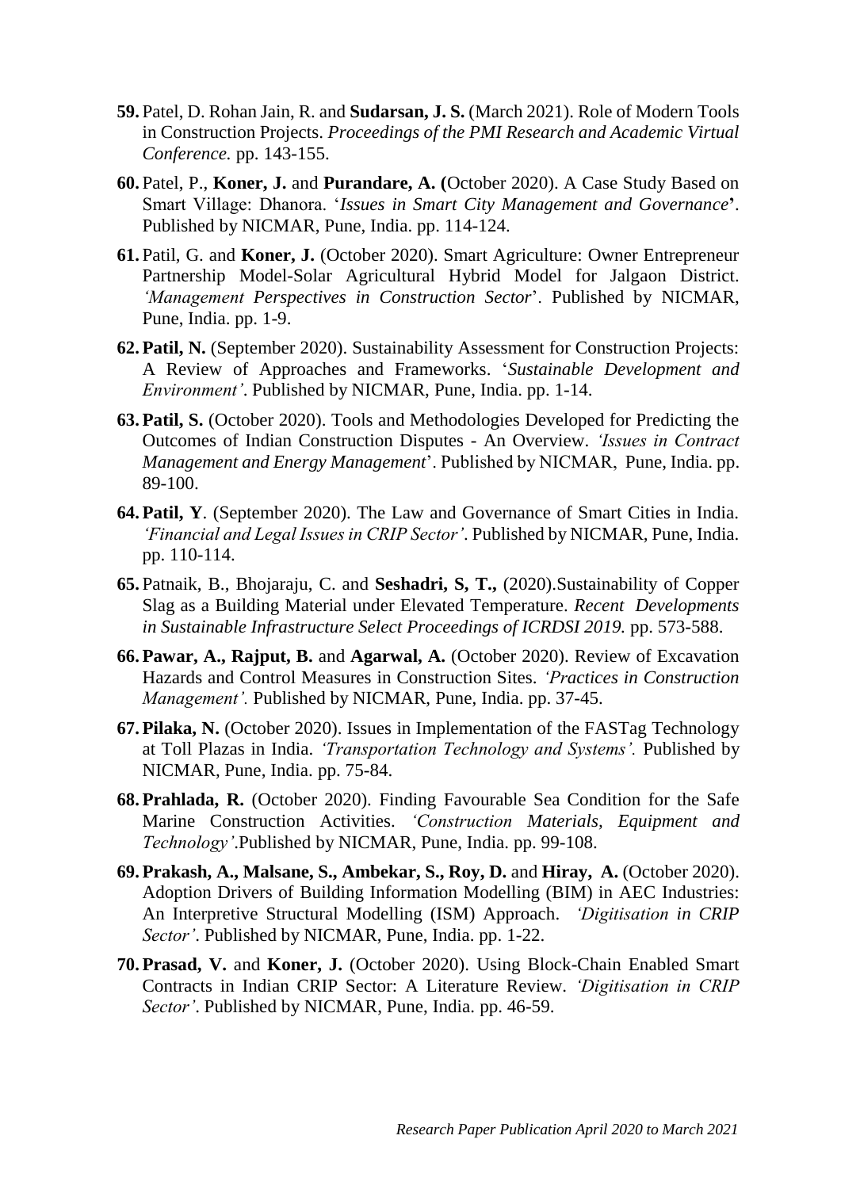59. Patel, D. Rohan Jain, R. and **Sudarsan, J. S.** (March 2021). Role of Modern Tools in Construction Projects. *Proceedings of the PMI Research and Academic Virtual Conference.* pp. 143-155.

60. Patel, P., **Koner, J.** and **Purandare, A. (**October 2020). A Case Study Based on Smart Village: Dhanora. '*Issues in Smart City Management and Governance***'**. Published by NICMAR, Pune, India. pp. 114-124.

61. Patil, G. and **Koner, J.** (October 2020). Smart Agriculture: Owner Entrepreneur Partnership Model-Solar Agricultural Hybrid Model for Jalgaon District. *'Management Perspectives in Construction Sector*'. Published by NICMAR, Pune, India. pp. 1-9.

62. **Patil, N.** (September 2020). Sustainability Assessment for Construction Projects: A Review of Approaches and Frameworks. '*Sustainable Development and Environment'*. Published by NICMAR, Pune, India. pp. 1-14.

63. **Patil, S.** (October 2020). Tools and Methodologies Developed for Predicting the Outcomes of Indian Construction Disputes - An Overview. *'Issues in Contract Management and Energy Management*'. Published by NICMAR, Pune, India. pp. 89-100.

64. **Patil, Y**. (September 2020). The Law and Governance of Smart Cities in India. *'Financial and Legal Issues in CRIP Sector'*. Published by NICMAR, Pune, India. pp. 110-114.

65. Patnaik, B., Bhojaraju, C. and **Seshadri, S, T.,** (2020).Sustainability of Copper Slag as a Building Material under Elevated Temperature. *Recent Developments in Sustainable Infrastructure Select Proceedings of ICRDSI 2019.* pp. 573-588.

66. **Pawar, A., Rajput, B.** and **Agarwal, A.** (October 2020). Review of Excavation Hazards and Control Measures in Construction Sites. *'Practices in Construction Management'.* Published by NICMAR, Pune, India. pp. 37-45.

67. **Pilaka, N.** (October 2020). Issues in Implementation of the FASTag Technology at Toll Plazas in India. *'Transportation Technology and Systems'.* Published by NICMAR, Pune, India. pp. 75-84.

68. **Prahlada, R.** (October 2020). Finding Favourable Sea Condition for the Safe Marine Construction Activities. *'Construction Materials, Equipment and Technology'*.Published by NICMAR, Pune, India. pp. 99-108.

69. **Prakash, A., Malsane, S., Ambekar, S., Roy, D.** and **Hiray, A.** (October 2020). Adoption Drivers of Building Information Modelling (BIM) in AEC Industries: An Interpretive Structural Modelling (ISM) Approach. *'Digitisation in CRIP Sector'*. Published by NICMAR, Pune, India. pp. 1-22.

70. **Prasad, V.** and **Koner, J.** (October 2020). Using Block-Chain Enabled Smart Contracts in Indian CRIP Sector: A Literature Review. *'Digitisation in CRIP Sector'*. Published by NICMAR, Pune, India. pp. 46-59.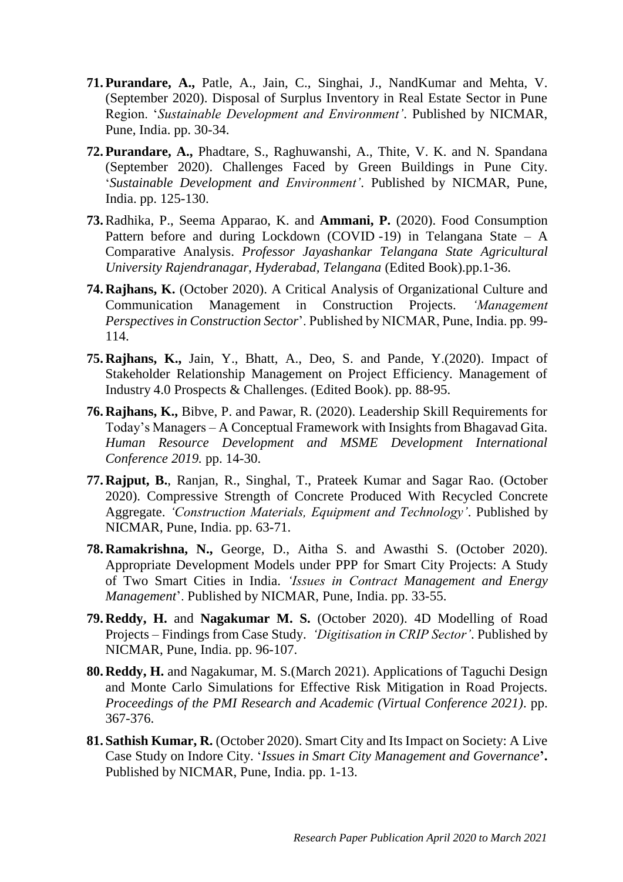71. **Purandare, A.,** Patle, A., Jain, C., Singhai, J., NandKumar and Mehta, V. (September 2020). Disposal of Surplus Inventory in Real Estate Sector in Pune Region. '*Sustainable Development and Environment'*. Published by NICMAR, Pune, India. pp. 30-34.

72. **Purandare, A.,** Phadtare, S., Raghuwanshi, A., Thite, V. K. and N. Spandana (September 2020). Challenges Faced by Green Buildings in Pune City. '*Sustainable Development and Environment'*. Published by NICMAR, Pune, India. pp. 125-130.

73. Radhika, P., Seema Apparao, K. and **Ammani, P.** (2020). Food Consumption Pattern before and during Lockdown (COVID -19) in Telangana State – A Comparative Analysis. *Professor Jayashankar Telangana State Agricultural University Rajendranagar, Hyderabad, Telangana* (Edited Book).pp.1-36.

74. **Rajhans, K.** (October 2020). A Critical Analysis of Organizational Culture and Communication Management in Construction Projects. *'Management Perspectives in Construction Sector*'. Published by NICMAR, Pune, India. pp. 99-114.

75. **Rajhans, K.,** Jain, Y., Bhatt, A., Deo, S. and Pande, Y.(2020). Impact of Stakeholder Relationship Management on Project Efficiency. Management of Industry 4.0 Prospects & Challenges. (Edited Book). pp. 88-95.

76. **Rajhans, K.,** Bibve, P. and Pawar, R. (2020). Leadership Skill Requirements for Today's Managers – A Conceptual Framework with Insights from Bhagavad Gita. *Human Resource Development and MSME Development International Conference 2019.* pp. 14-30.

77. **Rajput, B.**, Ranjan, R., Singhal, T., Prateek Kumar and Sagar Rao. (October 2020). Compressive Strength of Concrete Produced With Recycled Concrete Aggregate. *'Construction Materials, Equipment and Technology'*. Published by NICMAR, Pune, India. pp. 63-71.

78. **Ramakrishna, N.,** George, D., Aitha S. and Awasthi S. (October 2020). Appropriate Development Models under PPP for Smart City Projects: A Study of Two Smart Cities in India. *'Issues in Contract Management and Energy Management*'. Published by NICMAR, Pune, India. pp. 33-55.

79. **Reddy, H.** and **Nagakumar M. S.** (October 2020). 4D Modelling of Road Projects – Findings from Case Study. *'Digitisation in CRIP Sector'*. Published by NICMAR, Pune, India. pp. 96-107.

80. **Reddy, H.** and Nagakumar, M. S.(March 2021). Applications of Taguchi Design and Monte Carlo Simulations for Effective Risk Mitigation in Road Projects. *Proceedings of the PMI Research and Academic (Virtual Conference 2021)*. pp. 367-376.

81. **Sathish Kumar, R.** (October 2020). Smart City and Its Impact on Society: A Live Case Study on Indore City. '*Issues in Smart City Management and Governance***'.** Published by NICMAR, Pune, India. pp. 1-13.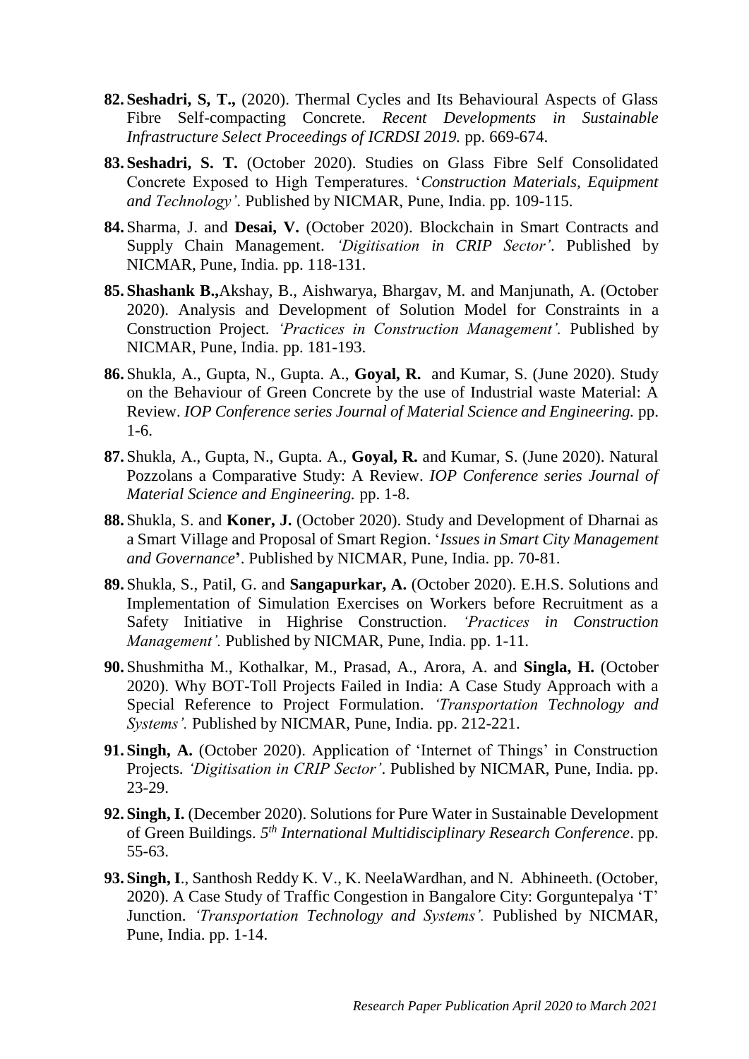82. **Seshadri, S, T.,** (2020). Thermal Cycles and Its Behavioural Aspects of Glass Fibre Self-compacting Concrete. *Recent Developments in Sustainable Infrastructure Select Proceedings of ICRDSI 2019.* pp. 669-674.

83. **Seshadri, S. T.** (October 2020). Studies on Glass Fibre Self Consolidated Concrete Exposed to High Temperatures. '*Construction Materials, Equipment and Technology'*. Published by NICMAR, Pune, India. pp. 109-115.

84. Sharma, J. and **Desai, V.** (October 2020). Blockchain in Smart Contracts and Supply Chain Management. *'Digitisation in CRIP Sector'*. Published by NICMAR, Pune, India. pp. 118-131.

85. **Shashank B.,**Akshay, B., Aishwarya, Bhargav, M. and Manjunath, A. (October 2020). Analysis and Development of Solution Model for Constraints in a Construction Project. *'Practices in Construction Management'.* Published by NICMAR, Pune, India. pp. 181-193.

86. Shukla, A., Gupta, N., Gupta. A., **Goyal, R.** and Kumar, S. (June 2020). Study on the Behaviour of Green Concrete by the use of Industrial waste Material: A Review. *IOP Conference series Journal of Material Science and Engineering.* pp. 1-6.

87. Shukla, A., Gupta, N., Gupta. A., **Goyal, R.** and Kumar, S. (June 2020). Natural Pozzolans a Comparative Study: A Review. *IOP Conference series Journal of Material Science and Engineering.* pp. 1-8.

88. Shukla, S. and **Koner, J.** (October 2020). Study and Development of Dharnai as a Smart Village and Proposal of Smart Region. '*Issues in Smart City Management and Governance*'. Published by NICMAR, Pune, India. pp. 70-81.

89. Shukla, S., Patil, G. and **Sangapurkar, A.** (October 2020). E.H.S. Solutions and Implementation of Simulation Exercises on Workers before Recruitment as a Safety Initiative in Highrise Construction. *'Practices in Construction Management'.* Published by NICMAR, Pune, India. pp. 1-11.

90. Shushmitha M., Kothalkar, M., Prasad, A., Arora, A. and **Singla, H.** (October 2020). Why BOT-Toll Projects Failed in India: A Case Study Approach with a Special Reference to Project Formulation. *'Transportation Technology and Systems'.* Published by NICMAR, Pune, India. pp. 212-221.

91. **Singh, A.** (October 2020). Application of 'Internet of Things' in Construction Projects. *'Digitisation in CRIP Sector'*. Published by NICMAR, Pune, India. pp. 23-29.

92. **Singh, I.** (December 2020). Solutions for Pure Water in Sustainable Development of Green Buildings. *5th International Multidisciplinary Research Conference*. pp. 55-63.

93. **Singh, I**., Santhosh Reddy K. V., K. NeelaWardhan, and N. Abhineeth. (October, 2020). A Case Study of Traffic Congestion in Bangalore City: Gorguntepalya 'T' Junction. *'Transportation Technology and Systems'.* Published by NICMAR, Pune, India. pp. 1-14.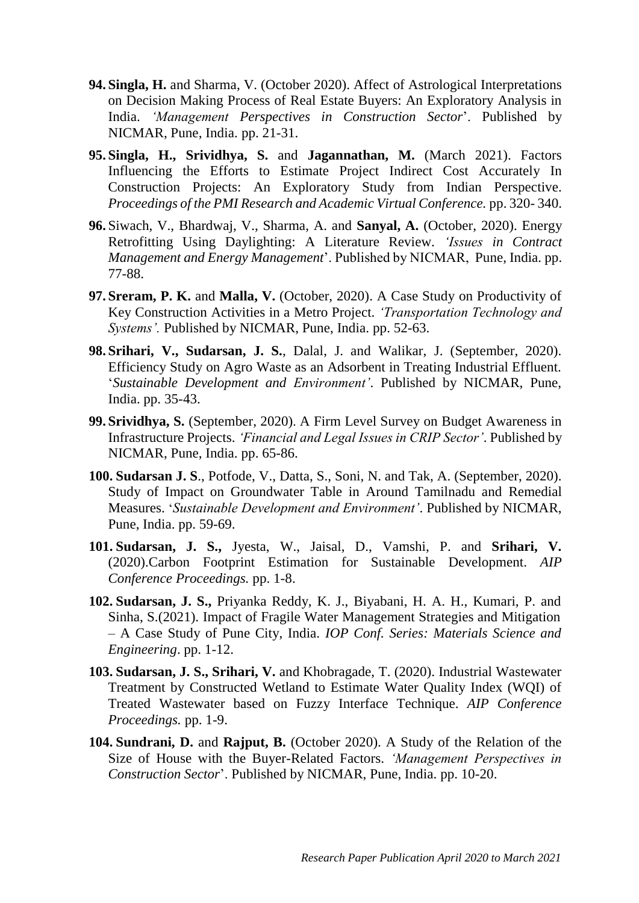94. **Singla, H.** and Sharma, V. (October 2020). Affect of Astrological Interpretations on Decision Making Process of Real Estate Buyers: An Exploratory Analysis in India. *'Management Perspectives in Construction Sector*'. Published by NICMAR, Pune, India. pp. 21-31.

95. **Singla, H., Srividhya, S.** and **Jagannathan, M.** (March 2021). Factors Influencing the Efforts to Estimate Project Indirect Cost Accurately In Construction Projects: An Exploratory Study from Indian Perspective. *Proceedings of the PMI Research and Academic Virtual Conference.* pp. 320- 340.

96. Siwach, V., Bhardwaj, V., Sharma, A. and **Sanyal, A.** (October, 2020). Energy Retrofitting Using Daylighting: A Literature Review. *'Issues in Contract Management and Energy Management*'. Published by NICMAR, Pune, India. pp. 77-88.

97. **Sreram, P. K.** and **Malla, V.** (October, 2020). A Case Study on Productivity of Key Construction Activities in a Metro Project. *'Transportation Technology and Systems'.* Published by NICMAR, Pune, India. pp. 52-63.

98. **Srihari, V., Sudarsan, J. S.**, Dalal, J. and Walikar, J. (September, 2020). Efficiency Study on Agro Waste as an Adsorbent in Treating Industrial Effluent. '*Sustainable Development and Environment'*. Published by NICMAR, Pune, India. pp. 35-43.

99. **Srividhya, S.** (September, 2020). A Firm Level Survey on Budget Awareness in Infrastructure Projects. *'Financial and Legal Issues in CRIP Sector'*. Published by NICMAR, Pune, India. pp. 65-86.

100. **Sudarsan J. S**., Potfode, V., Datta, S., Soni, N. and Tak, A. (September, 2020). Study of Impact on Groundwater Table in Around Tamilnadu and Remedial Measures. '*Sustainable Development and Environment'*. Published by NICMAR, Pune, India. pp. 59-69.

101. **Sudarsan, J. S.,** Jyesta, W., Jaisal, D., Vamshi, P. and **Srihari, V.** (2020).Carbon Footprint Estimation for Sustainable Development. *AIP Conference Proceedings.* pp. 1-8.

102. **Sudarsan, J. S.,** Priyanka Reddy, K. J., Biyabani, H. A. H., Kumari, P. and Sinha, S.(2021). Impact of Fragile Water Management Strategies and Mitigation – A Case Study of Pune City, India. *IOP Conf. Series: Materials Science and Engineering*. pp. 1-12.

103. **Sudarsan, J. S., Srihari, V.** and Khobragade, T. (2020). Industrial Wastewater Treatment by Constructed Wetland to Estimate Water Quality Index (WQI) of Treated Wastewater based on Fuzzy Interface Technique. *AIP Conference Proceedings.* pp. 1-9.

104. **Sundrani, D.** and **Rajput, B.** (October 2020). A Study of the Relation of the Size of House with the Buyer-Related Factors. *'Management Perspectives in Construction Sector*'. Published by NICMAR, Pune, India. pp. 10-20.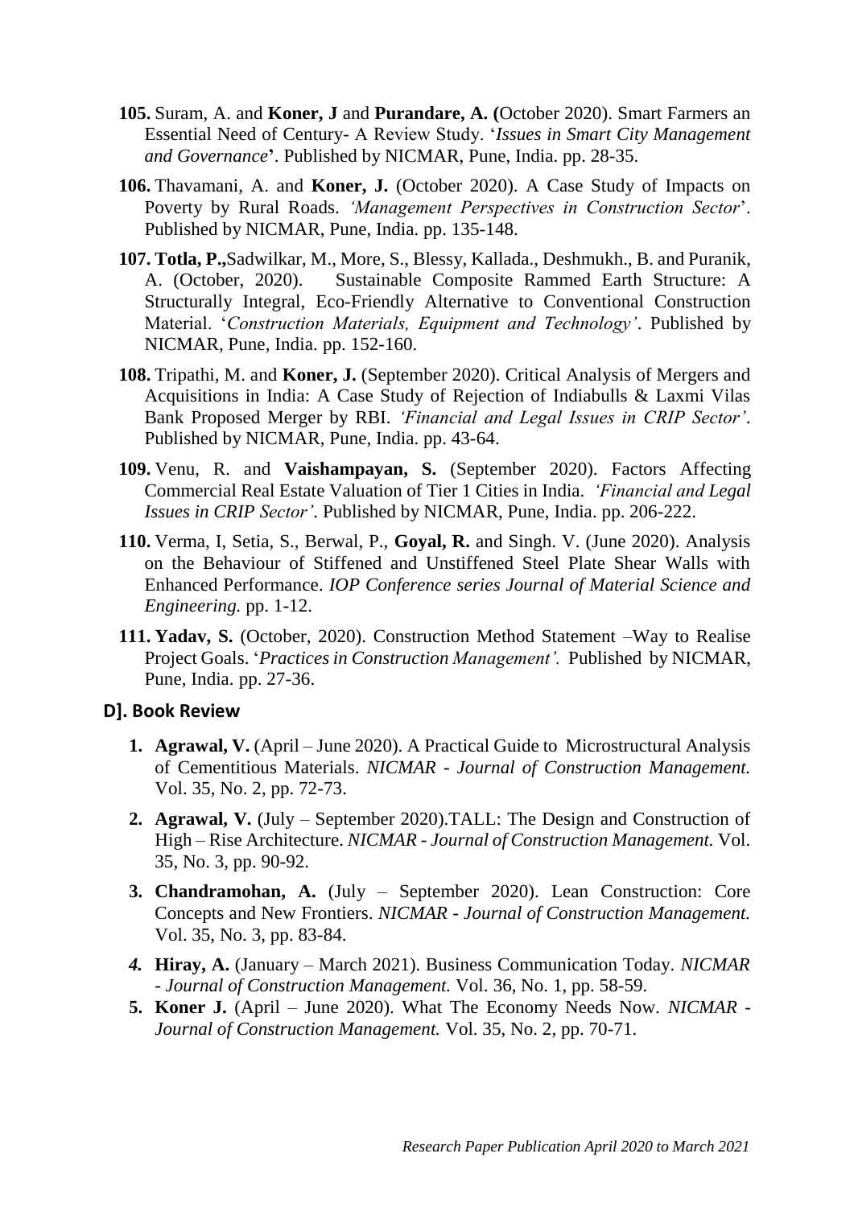105. Suram, A. and **Koner, J** and **Purandare, A. (**October 2020). Smart Farmers an Essential Need of Century- A Review Study. '*Issues in Smart City Management and Governance***'**. Published by NICMAR, Pune, India. pp. 28-35.

106. Thavamani, A. and **Koner, J.** (October 2020). A Case Study of Impacts on Poverty by Rural Roads. *'Management Perspectives in Construction Sector*'. Published by NICMAR, Pune, India. pp. 135-148.

107. **Totla, P.,**Sadwilkar, M., More, S., Blessy, Kallada., Deshmukh., B. and Puranik, A. (October, 2020). Sustainable Composite Rammed Earth Structure: A Structurally Integral, Eco-Friendly Alternative to Conventional Construction Material. '*Construction Materials, Equipment and Technology'*. Published by NICMAR, Pune, India. pp. 152-160.

108. Tripathi, M. and **Koner, J.** (September 2020). Critical Analysis of Mergers and Acquisitions in India: A Case Study of Rejection of Indiabulls & Laxmi Vilas Bank Proposed Merger by RBI. *'Financial and Legal Issues in CRIP Sector'*. Published by NICMAR, Pune, India. pp. 43-64.

109. Venu, R. and **Vaishampayan, S.** (September 2020). Factors Affecting Commercial Real Estate Valuation of Tier 1 Cities in India. *'Financial and Legal Issues in CRIP Sector'*. Published by NICMAR, Pune, India. pp. 206-222.

110. Verma, I, Setia, S., Berwal, P., **Goyal, R.** and Singh. V. (June 2020). Analysis on the Behaviour of Stiffened and Unstiffened Steel Plate Shear Walls with Enhanced Performance. *IOP Conference series Journal of Material Science and Engineering.* pp. 1-12.

111. **Yadav, S.** (October, 2020). Construction Method Statement –Way to Realise Project Goals. '*Practices in Construction Management'.* Published by NICMAR, Pune, India. pp. 27-36.

## D]. Book Review

1. **Agrawal, V.** (April – June 2020). A Practical Guide to Microstructural Analysis of Cementitious Materials. *NICMAR - Journal of Construction Management.* Vol. 35, No. 2, pp. 72-73.

2. **Agrawal, V.** (July – September 2020).TALL: The Design and Construction of High – Rise Architecture. *NICMAR - Journal of Construction Management.* Vol. 35, No. 3, pp. 90-92.

3. **Chandramohan, A.** (July – September 2020). Lean Construction: Core Concepts and New Frontiers. *NICMAR - Journal of Construction Management.* Vol. 35, No. 3, pp. 83-84.

4. **Hiray, A.** (January – March 2021). Business Communication Today. *NICMAR - Journal of Construction Management.* Vol. 36, No. 1, pp. 58-59.

5. **Koner J.** (April – June 2020). What The Economy Needs Now. *NICMAR - Journal of Construction Management.* Vol. 35, No. 2, pp. 70-71.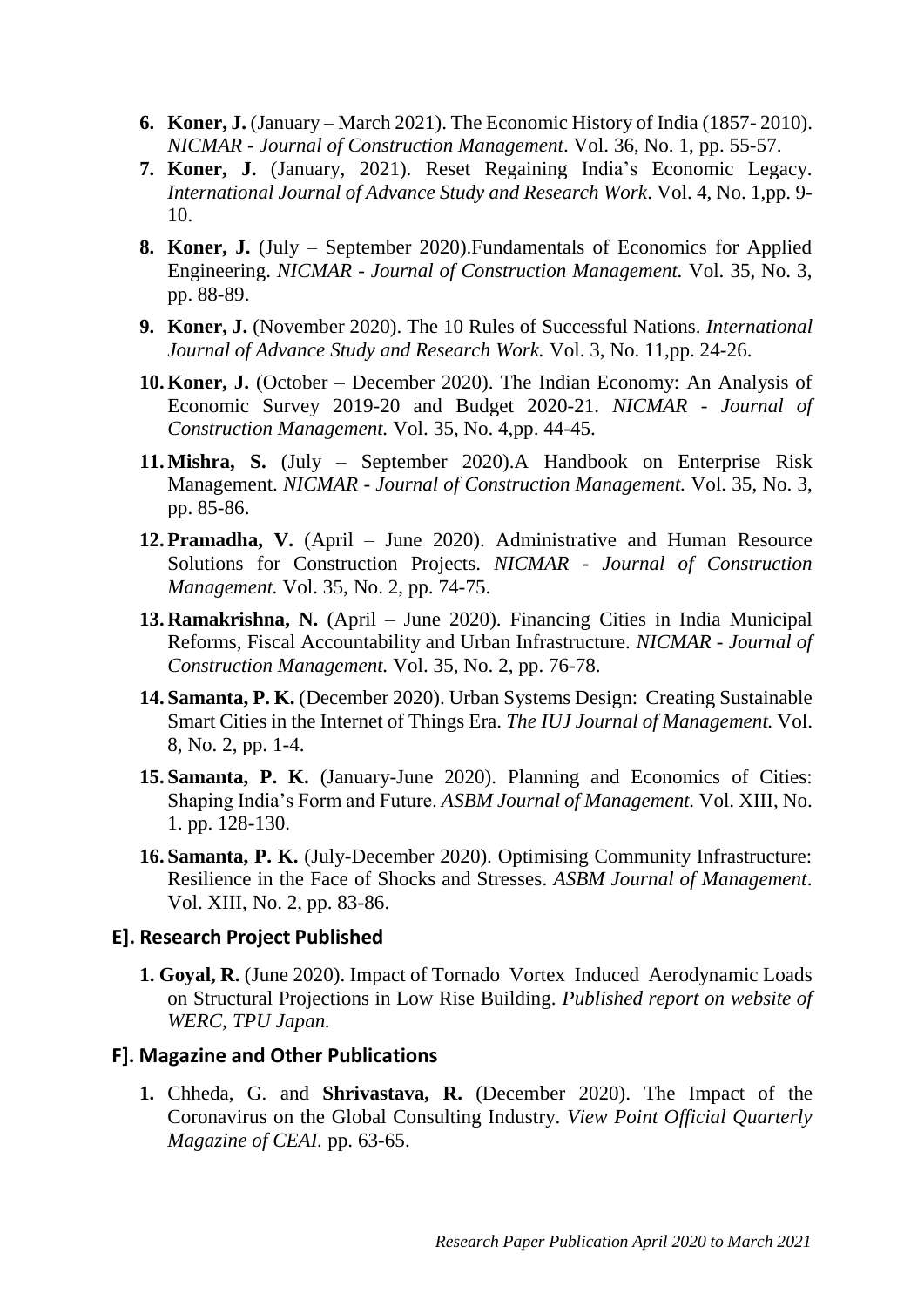6. **Koner, J.** (January – March 2021). The Economic History of India (1857- 2010). *NICMAR - Journal of Construction Management*. Vol. 36, No. 1, pp. 55-57.
7. **Koner, J.** (January, 2021). Reset Regaining India's Economic Legacy. *International Journal of Advance Study and Research Work*. Vol. 4, No. 1,pp. 9-10.
8. **Koner, J.** (July – September 2020).Fundamentals of Economics for Applied Engineering. *NICMAR - Journal of Construction Management.* Vol. 35, No. 3, pp. 88-89.
9. **Koner, J.** (November 2020). The 10 Rules of Successful Nations. *International Journal of Advance Study and Research Work.* Vol. 3, No. 11,pp. 24-26.
10. **Koner, J.** (October – December 2020). The Indian Economy: An Analysis of Economic Survey 2019-20 and Budget 2020-21. *NICMAR - Journal of Construction Management.* Vol. 35, No. 4,pp. 44-45.
11. **Mishra, S.** (July – September 2020).A Handbook on Enterprise Risk Management. *NICMAR - Journal of Construction Management.* Vol. 35, No. 3, pp. 85-86.
12. **Pramadha, V.** (April – June 2020). Administrative and Human Resource Solutions for Construction Projects. *NICMAR - Journal of Construction Management.* Vol. 35, No. 2, pp. 74-75.
13. **Ramakrishna, N.** (April – June 2020). Financing Cities in India Municipal Reforms, Fiscal Accountability and Urban Infrastructure. *NICMAR - Journal of Construction Management.* Vol. 35, No. 2, pp. 76-78.
14. **Samanta, P. K.** (December 2020). Urban Systems Design: Creating Sustainable Smart Cities in the Internet of Things Era. *The IUJ Journal of Management.* Vol. 8, No. 2, pp. 1-4.
15. **Samanta, P. K.** (January-June 2020). Planning and Economics of Cities: Shaping India's Form and Future. *ASBM Journal of Management.* Vol. XIII, No. 1. pp. 128-130.
16. **Samanta, P. K.** (July-December 2020). Optimising Community Infrastructure: Resilience in the Face of Shocks and Stresses. *ASBM Journal of Management*. Vol. XIII, No. 2, pp. 83-86.

### E]. Research Project Published

1. **Goyal, R.** (June 2020). Impact of Tornado Vortex Induced Aerodynamic Loads on Structural Projections in Low Rise Building. *Published report on website of WERC, TPU Japan.*

### F]. Magazine and Other Publications

1. Chheda, G. and **Shrivastava, R.** (December 2020). The Impact of the Coronavirus on the Global Consulting Industry. *View Point Official Quarterly Magazine of CEAI.* pp. 63-65.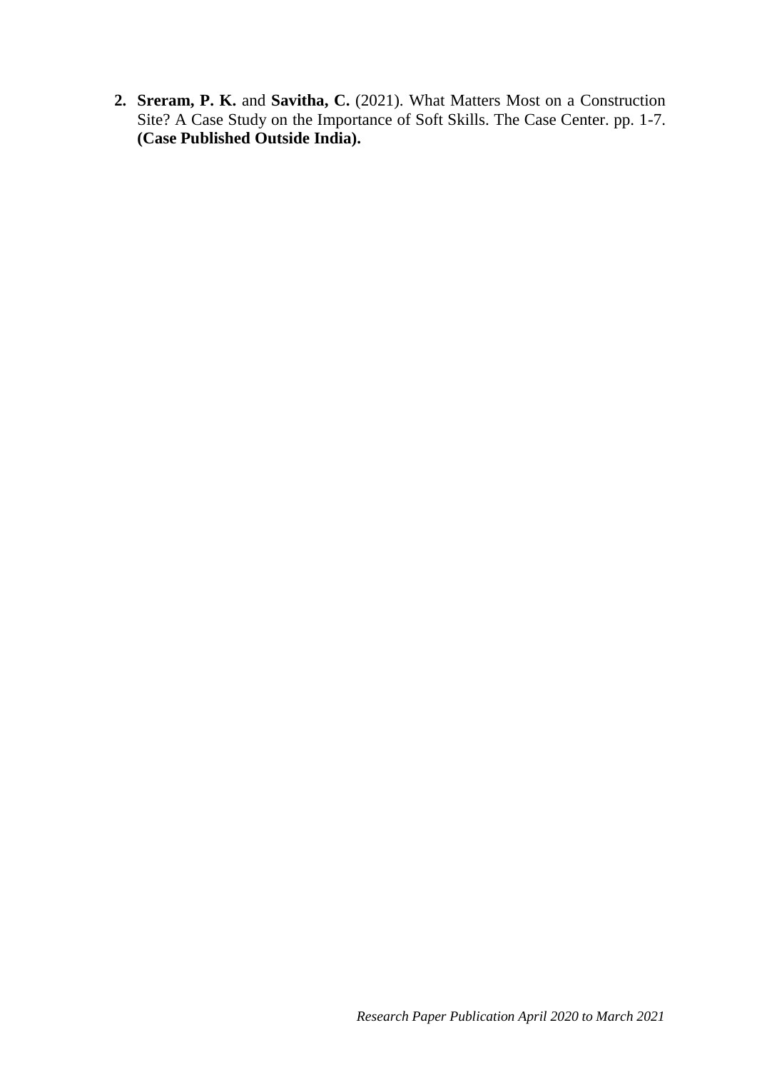2. **Sreram, P. K.** and **Savitha, C.** (2021). What Matters Most on a Construction Site? A Case Study on the Importance of Soft Skills. The Case Center. pp. 1-7. **(Case Published Outside India).**